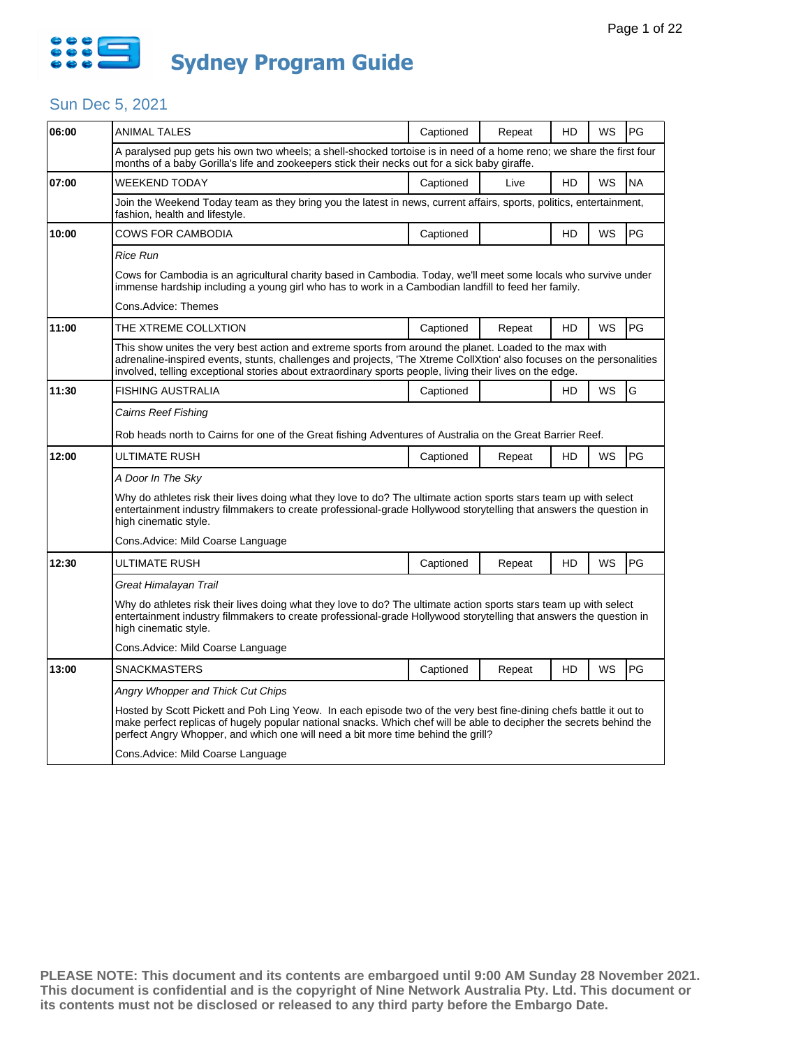# Sydney Program Guide

## Sun Dec 5, 2021

| Time | Program | Captioned | Status | HD | WS | Rating |
|---|---|---|---|---|---|---|
| 06:00 | ANIMAL TALES | Captioned | Repeat | HD | WS | PG |
| | A paralysed pup gets his own two wheels; a shell-shocked tortoise is in need of a home reno; we share the first four months of a baby Gorilla's life and zookeepers stick their necks out for a sick baby giraffe. | | | | | |
| 07:00 | WEEKEND TODAY | Captioned | Live | HD | WS | NA |
| | Join the Weekend Today team as they bring you the latest in news, current affairs, sports, politics, entertainment, fashion, health and lifestyle. | | | | | |
| 10:00 | COWS FOR CAMBODIA | Captioned | | HD | WS | PG |
| | *Rice Run*<br><br>Cows for Cambodia is an agricultural charity based in Cambodia. Today, we'll meet some locals who survive under immense hardship including a young girl who has to work in a Cambodian landfill to feed her family.<br><br>Cons.Advice: Themes | | | | | |
| 11:00 | THE XTREME COLLXTION | Captioned | Repeat | HD | WS | PG |
| | This show unites the very best action and extreme sports from around the planet. Loaded to the max with adrenaline-inspired events, stunts, challenges and projects, 'The Xtreme CollXtion' also focuses on the personalities involved, telling exceptional stories about extraordinary sports people, living their lives on the edge. | | | | | |
| 11:30 | FISHING AUSTRALIA | Captioned | | HD | WS | G |
| | *Cairns Reef Fishing*<br><br>Rob heads north to Cairns for one of the Great fishing Adventures of Australia on the Great Barrier Reef. | | | | | |
| 12:00 | ULTIMATE RUSH | Captioned | Repeat | HD | WS | PG |
| | *A Door In The Sky*<br><br>Why do athletes risk their lives doing what they love to do? The ultimate action sports stars team up with select entertainment industry filmmakers to create professional-grade Hollywood storytelling that answers the question in high cinematic style.<br><br>Cons.Advice: Mild Coarse Language | | | | | |
| 12:30 | ULTIMATE RUSH | Captioned | Repeat | HD | WS | PG |
| | *Great Himalayan Trail*<br><br>Why do athletes risk their lives doing what they love to do? The ultimate action sports stars team up with select entertainment industry filmmakers to create professional-grade Hollywood storytelling that answers the question in high cinematic style.<br><br>Cons.Advice: Mild Coarse Language | | | | | |
| 13:00 | SNACKMASTERS | Captioned | Repeat | HD | WS | PG |
| | *Angry Whopper and Thick Cut Chips*<br><br>Hosted by Scott Pickett and Poh Ling Yeow. In each episode two of the very best fine-dining chefs battle it out to make perfect replicas of hugely popular national snacks. Which chef will be able to decipher the secrets behind the perfect Angry Whopper, and which one will need a bit more time behind the grill?<br><br>Cons.Advice: Mild Coarse Language | | | | | |

**PLEASE NOTE: This document and its contents are embargoed until 9:00 AM Sunday 28 November 2021. This document is confidential and is the copyright of Nine Network Australia Pty. Ltd. This document or its contents must not be disclosed or released to any third party before the Embargo Date.**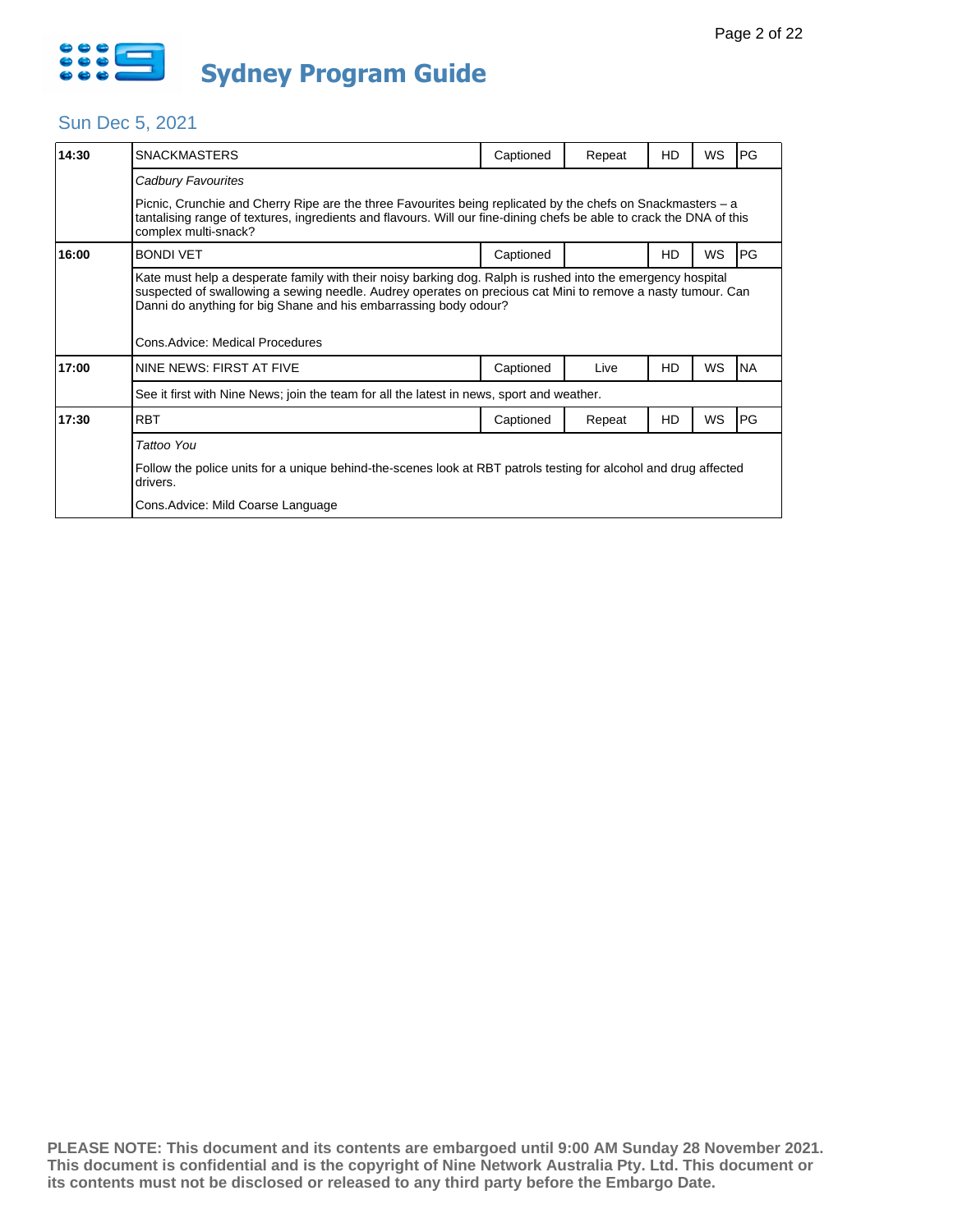# Sydney Program Guide

## Sun Dec 5, 2021

| Time | Program | Captioned | Status | HD | WS | Rating |
|---|---|---|---|---|---|---|
| 14:30 | SNACKMASTERS | Captioned | Repeat | HD | WS | PG |
| | *Cadbury Favourites*<br><br>Picnic, Crunchie and Cherry Ripe are the three Favourites being replicated by the chefs on Snackmasters – a tantalising range of textures, ingredients and flavours. Will our fine-dining chefs be able to crack the DNA of this complex multi-snack? | | | | | |
| 16:00 | BONDI VET | Captioned | | HD | WS | PG |
| | Kate must help a desperate family with their noisy barking dog. Ralph is rushed into the emergency hospital suspected of swallowing a sewing needle. Audrey operates on precious cat Mini to remove a nasty tumour. Can Danni do anything for big Shane and his embarrassing body odour?<br><br>Cons.Advice: Medical Procedures | | | | | |
| 17:00 | NINE NEWS: FIRST AT FIVE | Captioned | Live | HD | WS | NA |
| | See it first with Nine News; join the team for all the latest in news, sport and weather. | | | | | |
| 17:30 | RBT | Captioned | Repeat | HD | WS | PG |
| | *Tattoo You*<br><br>Follow the police units for a unique behind-the-scenes look at RBT patrols testing for alcohol and drug affected drivers.<br><br>Cons.Advice: Mild Coarse Language | | | | | |

**PLEASE NOTE: This document and its contents are embargoed until 9:00 AM Sunday 28 November 2021. This document is confidential and is the copyright of Nine Network Australia Pty. Ltd. This document or its contents must not be disclosed or released to any third party before the Embargo Date.**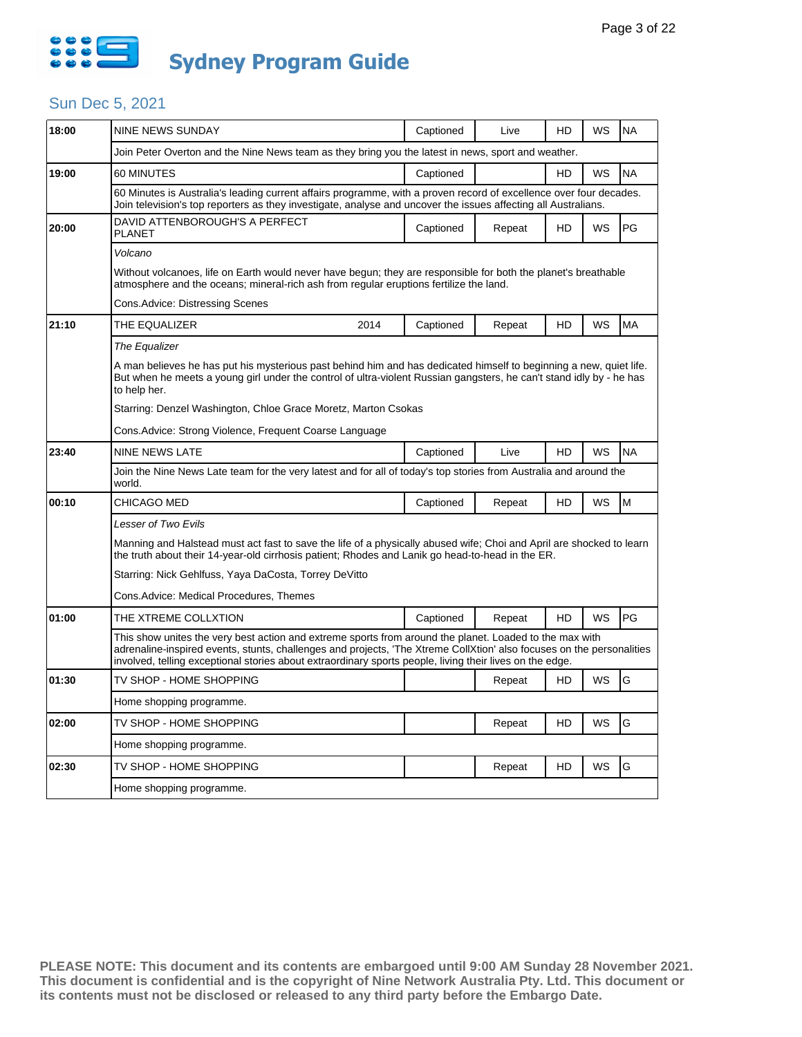# Sydney Program Guide

## Sun Dec 5, 2021

| Time | Program | Year | Captioned | Status | HD | WS | Rating |
|---|---|---|---|---|---|---|---|
| 18:00 | NINE NEWS SUNDAY | | Captioned | Live | HD | WS | NA |
| | Join Peter Overton and the Nine News team as they bring you the latest in news, sport and weather. | | | | | | |
| 19:00 | 60 MINUTES | | Captioned | | HD | WS | NA |
| | 60 Minutes is Australia's leading current affairs programme, with a proven record of excellence over four decades. Join television's top reporters as they investigate, analyse and uncover the issues affecting all Australians. | | | | | | |
| 20:00 | DAVID ATTENBOROUGH'S A PERFECT PLANET | | Captioned | Repeat | HD | WS | PG |
| | *Volcano*<br><br>Without volcanoes, life on Earth would never have begun; they are responsible for both the planet's breathable atmosphere and the oceans; mineral-rich ash from regular eruptions fertilize the land.<br><br>Cons.Advice: Distressing Scenes | | | | | | |
| 21:10 | THE EQUALIZER | 2014 | Captioned | Repeat | HD | WS | MA |
| | *The Equalizer*<br><br>A man believes he has put his mysterious past behind him and has dedicated himself to beginning a new, quiet life. But when he meets a young girl under the control of ultra-violent Russian gangsters, he can't stand idly by - he has to help her.<br><br>Starring: Denzel Washington, Chloe Grace Moretz, Marton Csokas<br><br>Cons.Advice: Strong Violence, Frequent Coarse Language | | | | | | |
| 23:40 | NINE NEWS LATE | | Captioned | Live | HD | WS | NA |
| | Join the Nine News Late team for the very latest and for all of today's top stories from Australia and around the world. | | | | | | |
| 00:10 | CHICAGO MED | | Captioned | Repeat | HD | WS | M |
| | *Lesser of Two Evils*<br><br>Manning and Halstead must act fast to save the life of a physically abused wife; Choi and April are shocked to learn the truth about their 14-year-old cirrhosis patient; Rhodes and Lanik go head-to-head in the ER.<br><br>Starring: Nick Gehlfuss, Yaya DaCosta, Torrey DeVitto<br><br>Cons.Advice: Medical Procedures, Themes | | | | | | |
| 01:00 | THE XTREME COLLXTION | | Captioned | Repeat | HD | WS | PG |
| | This show unites the very best action and extreme sports from around the planet. Loaded to the max with adrenaline-inspired events, stunts, challenges and projects, 'The Xtreme CollXtion' also focuses on the personalities involved, telling exceptional stories about extraordinary sports people, living their lives on the edge. | | | | | | |
| 01:30 | TV SHOP - HOME SHOPPING | | | Repeat | HD | WS | G |
| | Home shopping programme. | | | | | | |
| 02:00 | TV SHOP - HOME SHOPPING | | | Repeat | HD | WS | G |
| | Home shopping programme. | | | | | | |
| 02:30 | TV SHOP - HOME SHOPPING | | | Repeat | HD | WS | G |
| | Home shopping programme. | | | | | | |

**PLEASE NOTE: This document and its contents are embargoed until 9:00 AM Sunday 28 November 2021. This document is confidential and is the copyright of Nine Network Australia Pty. Ltd. This document or its contents must not be disclosed or released to any third party before the Embargo Date.**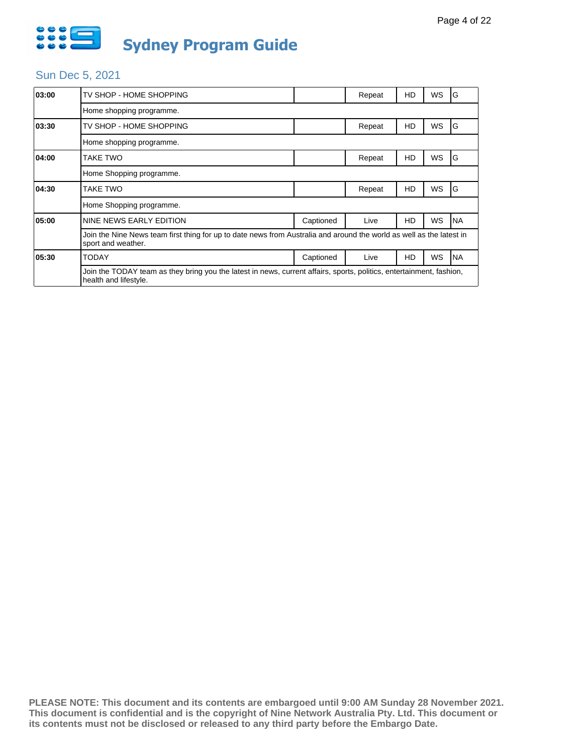# Sydney Program Guide

## Sun Dec 5, 2021

| Time | Program | Captioned | Status | HD | WS | Rating |
|---|---|---|---|---|---|---|
| 03:00 | TV SHOP - HOME SHOPPING | | Repeat | HD | WS | G |
| | Home shopping programme. | | | | | |
| 03:30 | TV SHOP - HOME SHOPPING | | Repeat | HD | WS | G |
| | Home shopping programme. | | | | | |
| 04:00 | TAKE TWO | | Repeat | HD | WS | G |
| | Home Shopping programme. | | | | | |
| 04:30 | TAKE TWO | | Repeat | HD | WS | G |
| | Home Shopping programme. | | | | | |
| 05:00 | NINE NEWS EARLY EDITION | Captioned | Live | HD | WS | NA |
| | Join the Nine News team first thing for up to date news from Australia and around the world as well as the latest in sport and weather. | | | | | |
| 05:30 | TODAY | Captioned | Live | HD | WS | NA |
| | Join the TODAY team as they bring you the latest in news, current affairs, sports, politics, entertainment, fashion, health and lifestyle. | | | | | |

**PLEASE NOTE: This document and its contents are embargoed until 9:00 AM Sunday 28 November 2021. This document is confidential and is the copyright of Nine Network Australia Pty. Ltd. This document or its contents must not be disclosed or released to any third party before the Embargo Date.**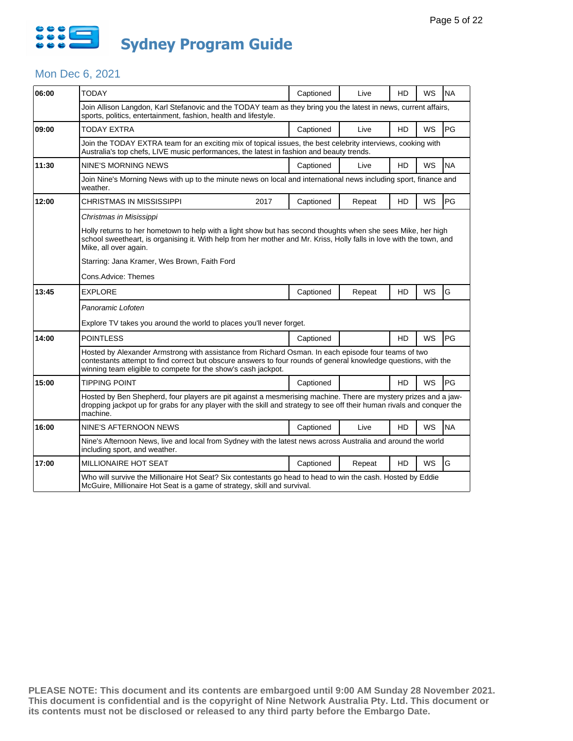# Sydney Program Guide

## Mon Dec 6, 2021

| Time | Program | Year | Captioned | Status | HD | WS | Rating |
|---|---|---|---|---|---|---|---|
| 06:00 | TODAY | | Captioned | Live | HD | WS | NA |
| | Join Allison Langdon, Karl Stefanovic and the TODAY team as they bring you the latest in news, current affairs, sports, politics, entertainment, fashion, health and lifestyle. | | | | | | |
| 09:00 | TODAY EXTRA | | Captioned | Live | HD | WS | PG |
| | Join the TODAY EXTRA team for an exciting mix of topical issues, the best celebrity interviews, cooking with Australia's top chefs, LIVE music performances, the latest in fashion and beauty trends. | | | | | | |
| 11:30 | NINE'S MORNING NEWS | | Captioned | Live | HD | WS | NA |
| | Join Nine's Morning News with up to the minute news on local and international news including sport, finance and weather. | | | | | | |
| 12:00 | CHRISTMAS IN MISSISSIPPI | 2017 | Captioned | Repeat | HD | WS | PG |
| | *Christmas in Mississippi*<br><br>Holly returns to her hometown to help with a light show but has second thoughts when she sees Mike, her high school sweetheart, is organising it. With help from her mother and Mr. Kriss, Holly falls in love with the town, and Mike, all over again.<br><br>Starring: Jana Kramer, Wes Brown, Faith Ford<br><br>Cons.Advice: Themes | | | | | | |
| 13:45 | EXPLORE | | Captioned | Repeat | HD | WS | G |
| | *Panoramic Lofoten*<br><br>Explore TV takes you around the world to places you'll never forget. | | | | | | |
| 14:00 | POINTLESS | | Captioned | | HD | WS | PG |
| | Hosted by Alexander Armstrong with assistance from Richard Osman. In each episode four teams of two contestants attempt to find correct but obscure answers to four rounds of general knowledge questions, with the winning team eligible to compete for the show's cash jackpot. | | | | | | |
| 15:00 | TIPPING POINT | | Captioned | | HD | WS | PG |
| | Hosted by Ben Shepherd, four players are pit against a mesmerising machine. There are mystery prizes and a jaw-dropping jackpot up for grabs for any player with the skill and strategy to see off their human rivals and conquer the machine. | | | | | | |
| 16:00 | NINE'S AFTERNOON NEWS | | Captioned | Live | HD | WS | NA |
| | Nine's Afternoon News, live and local from Sydney with the latest news across Australia and around the world including sport, and weather. | | | | | | |
| 17:00 | MILLIONAIRE HOT SEAT | | Captioned | Repeat | HD | WS | G |
| | Who will survive the Millionaire Hot Seat? Six contestants go head to head to win the cash. Hosted by Eddie McGuire, Millionaire Hot Seat is a game of strategy, skill and survival. | | | | | | |

**PLEASE NOTE: This document and its contents are embargoed until 9:00 AM Sunday 28 November 2021. This document is confidential and is the copyright of Nine Network Australia Pty. Ltd. This document or its contents must not be disclosed or released to any third party before the Embargo Date.**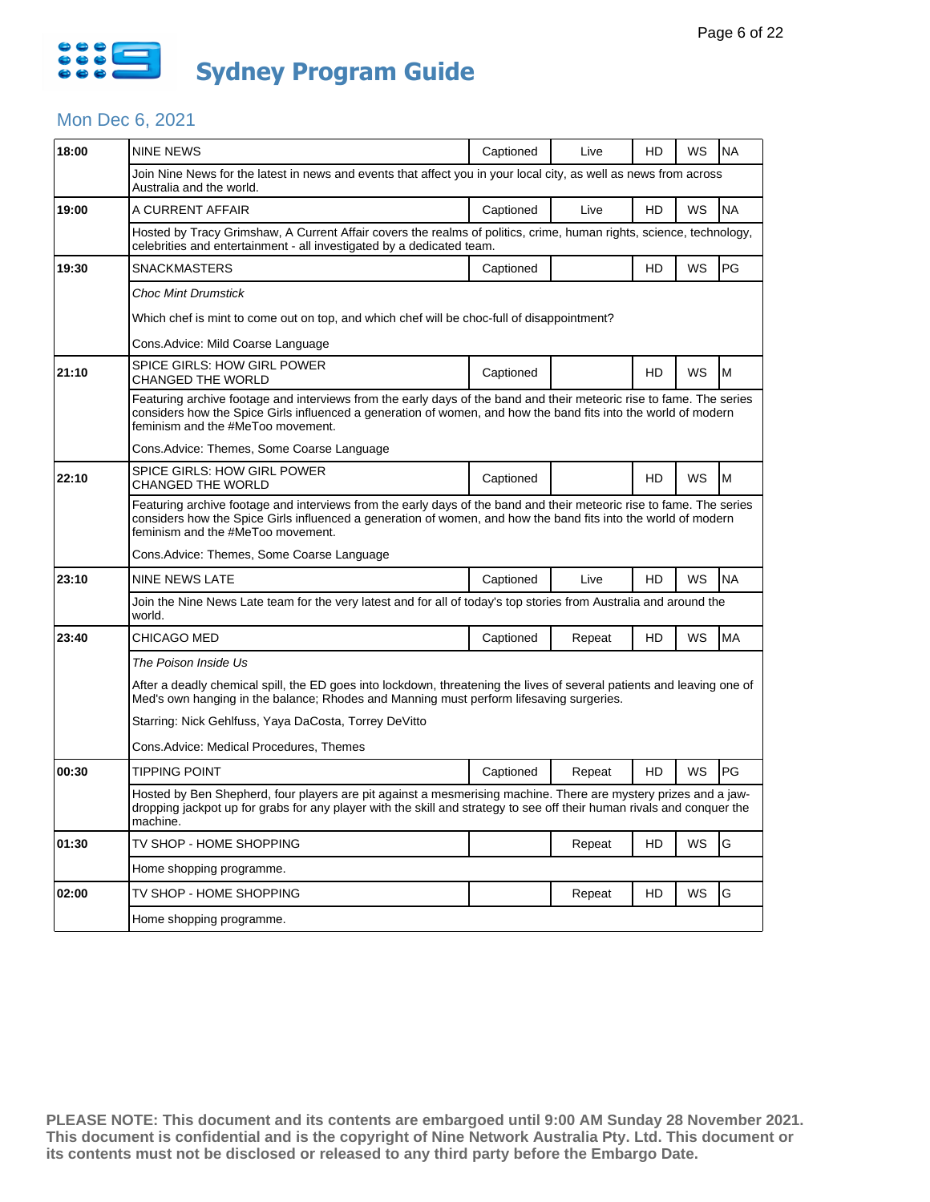# Sydney Program Guide

## Mon Dec 6, 2021

| Time | Program | Captioned | Live/Repeat | HD | WS | Rating |
|---|---|---|---|---|---|---|
| 18:00 | NINE NEWS | Captioned | Live | HD | WS | NA |
| | Join Nine News for the latest in news and events that affect you in your local city, as well as news from across Australia and the world. | | | | | |
| 19:00 | A CURRENT AFFAIR | Captioned | Live | HD | WS | NA |
| | Hosted by Tracy Grimshaw, A Current Affair covers the realms of politics, crime, human rights, science, technology, celebrities and entertainment - all investigated by a dedicated team. | | | | | |
| 19:30 | SNACKMASTERS | Captioned | | HD | WS | PG |
| | *Choc Mint Drumstick*<br><br>Which chef is mint to come out on top, and which chef will be choc-full of disappointment?<br><br>Cons.Advice: Mild Coarse Language | | | | | |
| 21:10 | SPICE GIRLS: HOW GIRL POWER CHANGED THE WORLD | Captioned | | HD | WS | M |
| | Featuring archive footage and interviews from the early days of the band and their meteoric rise to fame. The series considers how the Spice Girls influenced a generation of women, and how the band fits into the world of modern feminism and the #MeToo movement.<br><br>Cons.Advice: Themes, Some Coarse Language | | | | | |
| 22:10 | SPICE GIRLS: HOW GIRL POWER CHANGED THE WORLD | Captioned | | HD | WS | M |
| | Featuring archive footage and interviews from the early days of the band and their meteoric rise to fame. The series considers how the Spice Girls influenced a generation of women, and how the band fits into the world of modern feminism and the #MeToo movement.<br><br>Cons.Advice: Themes, Some Coarse Language | | | | | |
| 23:10 | NINE NEWS LATE | Captioned | Live | HD | WS | NA |
| | Join the Nine News Late team for the very latest and for all of today's top stories from Australia and around the world. | | | | | |
| 23:40 | CHICAGO MED | Captioned | Repeat | HD | WS | MA |
| | *The Poison Inside Us*<br><br>After a deadly chemical spill, the ED goes into lockdown, threatening the lives of several patients and leaving one of Med's own hanging in the balance; Rhodes and Manning must perform lifesaving surgeries.<br><br>Starring: Nick Gehlfuss, Yaya DaCosta, Torrey DeVitto<br><br>Cons.Advice: Medical Procedures, Themes | | | | | |
| 00:30 | TIPPING POINT | Captioned | Repeat | HD | WS | PG |
| | Hosted by Ben Shepherd, four players are pit against a mesmerising machine. There are mystery prizes and a jaw-dropping jackpot up for grabs for any player with the skill and strategy to see off their human rivals and conquer the machine. | | | | | |
| 01:30 | TV SHOP - HOME SHOPPING | | Repeat | HD | WS | G |
| | Home shopping programme. | | | | | |
| 02:00 | TV SHOP - HOME SHOPPING | | Repeat | HD | WS | G |
| | Home shopping programme. | | | | | |

**PLEASE NOTE: This document and its contents are embargoed until 9:00 AM Sunday 28 November 2021. This document is confidential and is the copyright of Nine Network Australia Pty. Ltd. This document or its contents must not be disclosed or released to any third party before the Embargo Date.**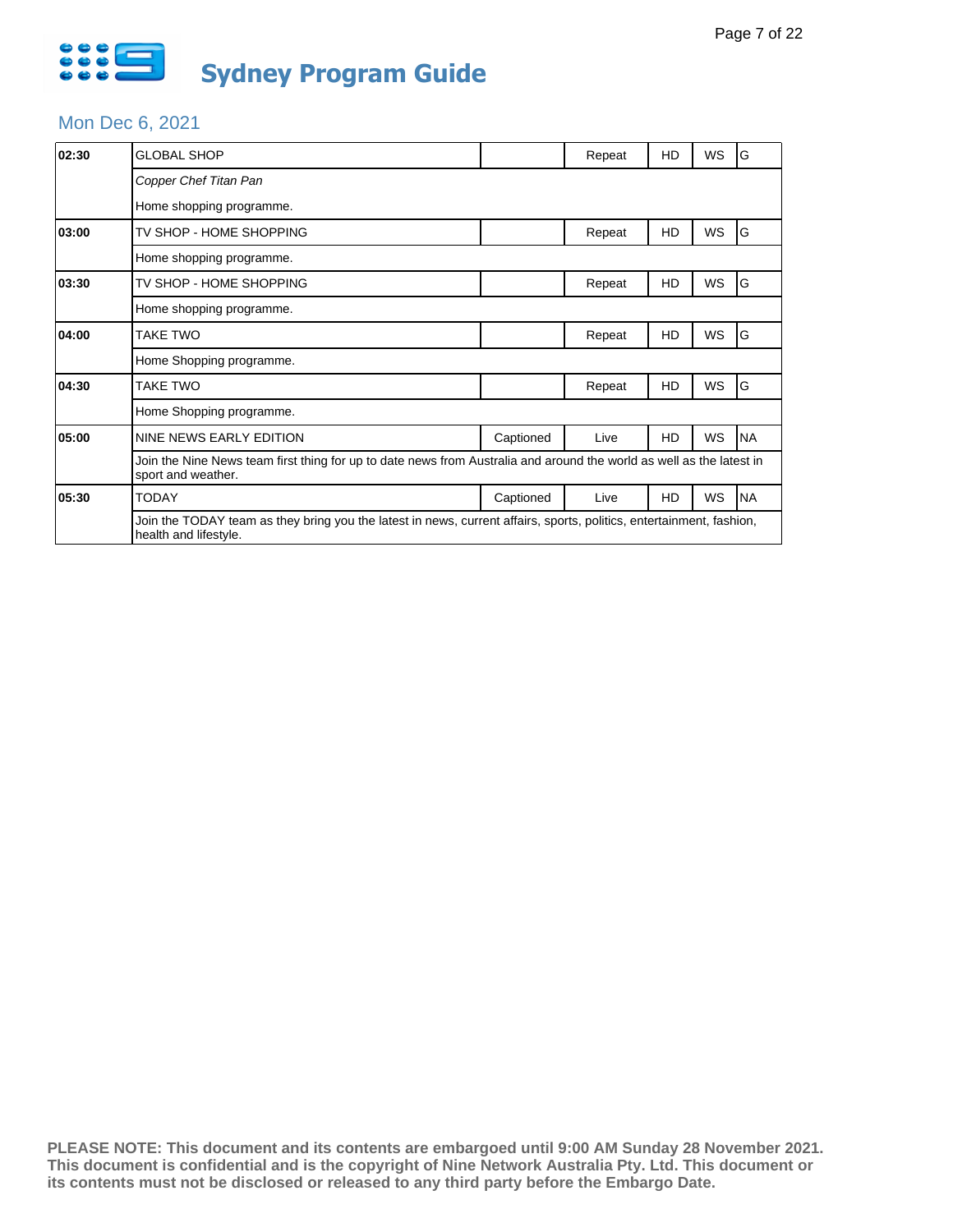# Sydney Program Guide

## Mon Dec 6, 2021

| Time | Program | Captioned | Status | HD | WS | Rating |
|---|---|---|---|---|---|---|
| 02:30 | GLOBAL SHOP | | Repeat | HD | WS | G |
| | *Copper Chef Titan Pan* | | | | | |
| | Home shopping programme. | | | | | |
| 03:00 | TV SHOP - HOME SHOPPING | | Repeat | HD | WS | G |
| | Home shopping programme. | | | | | |
| 03:30 | TV SHOP - HOME SHOPPING | | Repeat | HD | WS | G |
| | Home shopping programme. | | | | | |
| 04:00 | TAKE TWO | | Repeat | HD | WS | G |
| | Home Shopping programme. | | | | | |
| 04:30 | TAKE TWO | | Repeat | HD | WS | G |
| | Home Shopping programme. | | | | | |
| 05:00 | NINE NEWS EARLY EDITION | Captioned | Live | HD | WS | NA |
| | Join the Nine News team first thing for up to date news from Australia and around the world as well as the latest in sport and weather. | | | | | |
| 05:30 | TODAY | Captioned | Live | HD | WS | NA |
| | Join the TODAY team as they bring you the latest in news, current affairs, sports, politics, entertainment, fashion, health and lifestyle. | | | | | |

**PLEASE NOTE: This document and its contents are embargoed until 9:00 AM Sunday 28 November 2021. This document is confidential and is the copyright of Nine Network Australia Pty. Ltd. This document or its contents must not be disclosed or released to any third party before the Embargo Date.**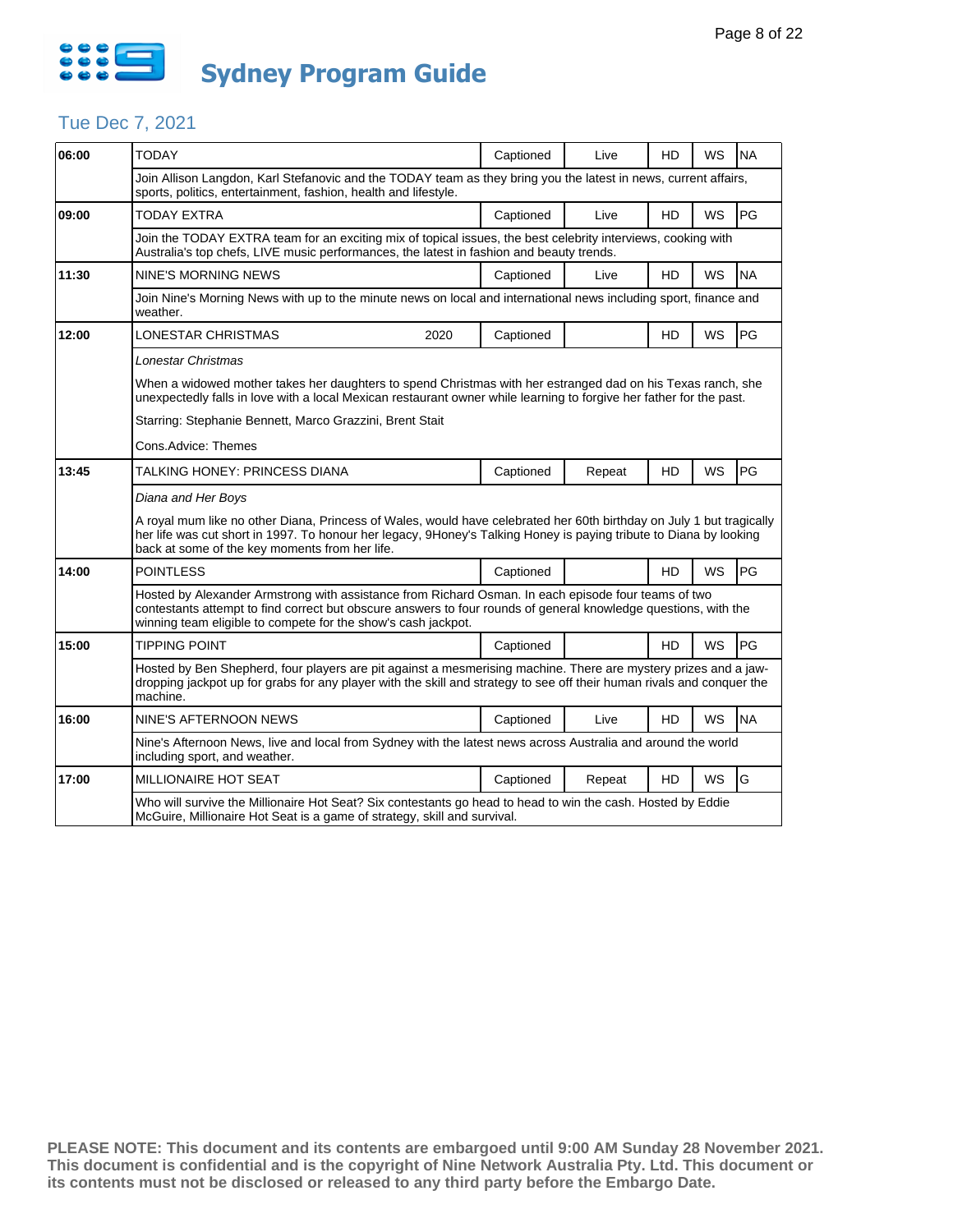# Sydney Program Guide

## Tue Dec 7, 2021

| Time | Program | Year | Captioned | Live/Repeat | HD | WS | Rating |
|---|---|---|---|---|---|---|---|
| 06:00 | TODAY | | Captioned | Live | HD | WS | NA |
| | Join Allison Langdon, Karl Stefanovic and the TODAY team as they bring you the latest in news, current affairs, sports, politics, entertainment, fashion, health and lifestyle. | | | | | | |
| 09:00 | TODAY EXTRA | | Captioned | Live | HD | WS | PG |
| | Join the TODAY EXTRA team for an exciting mix of topical issues, the best celebrity interviews, cooking with Australia's top chefs, LIVE music performances, the latest in fashion and beauty trends. | | | | | | |
| 11:30 | NINE'S MORNING NEWS | | Captioned | Live | HD | WS | NA |
| | Join Nine's Morning News with up to the minute news on local and international news including sport, finance and weather. | | | | | | |
| 12:00 | LONESTAR CHRISTMAS | 2020 | Captioned | | HD | WS | PG |
| | *Lonestar Christmas*<br><br>When a widowed mother takes her daughters to spend Christmas with her estranged dad on his Texas ranch, she unexpectedly falls in love with a local Mexican restaurant owner while learning to forgive her father for the past.<br><br>Starring: Stephanie Bennett, Marco Grazzini, Brent Stait<br><br>Cons.Advice: Themes | | | | | | |
| 13:45 | TALKING HONEY: PRINCESS DIANA | | Captioned | Repeat | HD | WS | PG |
| | *Diana and Her Boys*<br><br>A royal mum like no other Diana, Princess of Wales, would have celebrated her 60th birthday on July 1 but tragically her life was cut short in 1997. To honour her legacy, 9Honey's Talking Honey is paying tribute to Diana by looking back at some of the key moments from her life. | | | | | | |
| 14:00 | POINTLESS | | Captioned | | HD | WS | PG |
| | Hosted by Alexander Armstrong with assistance from Richard Osman. In each episode four teams of two contestants attempt to find correct but obscure answers to four rounds of general knowledge questions, with the winning team eligible to compete for the show's cash jackpot. | | | | | | |
| 15:00 | TIPPING POINT | | Captioned | | HD | WS | PG |
| | Hosted by Ben Shepherd, four players are pit against a mesmerising machine. There are mystery prizes and a jaw-dropping jackpot up for grabs for any player with the skill and strategy to see off their human rivals and conquer the machine. | | | | | | |
| 16:00 | NINE'S AFTERNOON NEWS | | Captioned | Live | HD | WS | NA |
| | Nine's Afternoon News, live and local from Sydney with the latest news across Australia and around the world including sport, and weather. | | | | | | |
| 17:00 | MILLIONAIRE HOT SEAT | | Captioned | Repeat | HD | WS | G |
| | Who will survive the Millionaire Hot Seat? Six contestants go head to head to win the cash. Hosted by Eddie McGuire, Millionaire Hot Seat is a game of strategy, skill and survival. | | | | | | |

**PLEASE NOTE: This document and its contents are embargoed until 9:00 AM Sunday 28 November 2021. This document is confidential and is the copyright of Nine Network Australia Pty. Ltd. This document or its contents must not be disclosed or released to any third party before the Embargo Date.**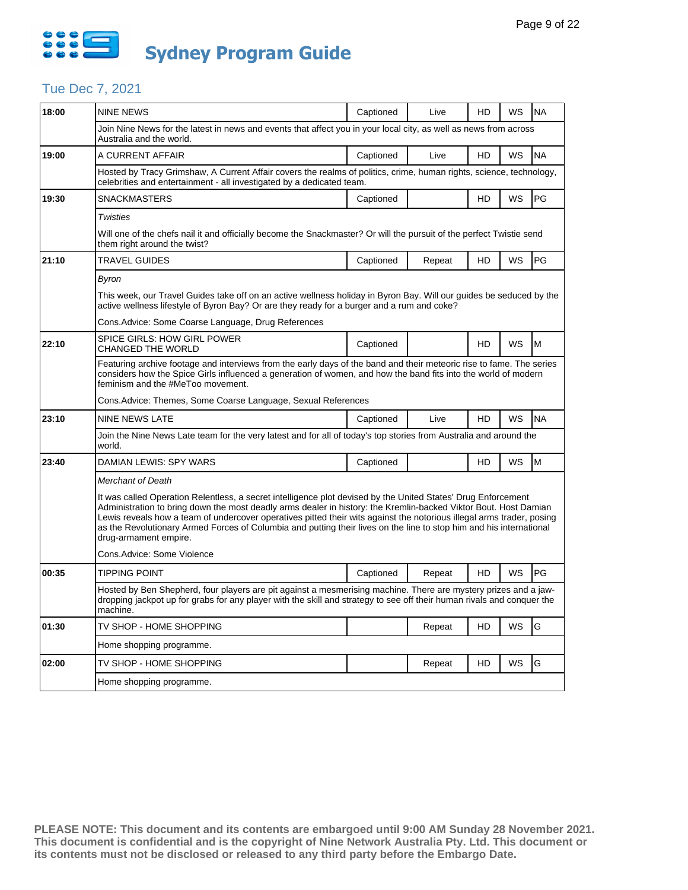# Sydney Program Guide

## Tue Dec 7, 2021

| Time | Program | Captioned | Status | HD | WS | Rating |
|---|---|---|---|---|---|---|
| 18:00 | NINE NEWS | Captioned | Live | HD | WS | NA |
| | Join Nine News for the latest in news and events that affect you in your local city, as well as news from across Australia and the world. | | | | | |
| 19:00 | A CURRENT AFFAIR | Captioned | Live | HD | WS | NA |
| | Hosted by Tracy Grimshaw, A Current Affair covers the realms of politics, crime, human rights, science, technology, celebrities and entertainment - all investigated by a dedicated team. | | | | | |
| 19:30 | SNACKMASTERS | Captioned | | HD | WS | PG |
| | *Twisties*<br><br>Will one of the chefs nail it and officially become the Snackmaster? Or will the pursuit of the perfect Twistie send them right around the twist? | | | | | |
| 21:10 | TRAVEL GUIDES | Captioned | Repeat | HD | WS | PG |
| | *Byron*<br><br>This week, our Travel Guides take off on an active wellness holiday in Byron Bay. Will our guides be seduced by the active wellness lifestyle of Byron Bay? Or are they ready for a burger and a rum and coke?<br><br>Cons.Advice: Some Coarse Language, Drug References | | | | | |
| 22:10 | SPICE GIRLS: HOW GIRL POWER CHANGED THE WORLD | Captioned | | HD | WS | M |
| | Featuring archive footage and interviews from the early days of the band and their meteoric rise to fame. The series considers how the Spice Girls influenced a generation of women, and how the band fits into the world of modern feminism and the #MeToo movement.<br><br>Cons.Advice: Themes, Some Coarse Language, Sexual References | | | | | |
| 23:10 | NINE NEWS LATE | Captioned | Live | HD | WS | NA |
| | Join the Nine News Late team for the very latest and for all of today's top stories from Australia and around the world. | | | | | |
| 23:40 | DAMIAN LEWIS: SPY WARS | Captioned | | HD | WS | M |
| | *Merchant of Death*<br><br>It was called Operation Relentless, a secret intelligence plot devised by the United States' Drug Enforcement Administration to bring down the most deadly arms dealer in history: the Kremlin-backed Viktor Bout. Host Damian Lewis reveals how a team of undercover operatives pitted their wits against the notorious illegal arms trader, posing as the Revolutionary Armed Forces of Columbia and putting their lives on the line to stop him and his international drug-armament empire.<br><br>Cons.Advice: Some Violence | | | | | |
| 00:35 | TIPPING POINT | Captioned | Repeat | HD | WS | PG |
| | Hosted by Ben Shepherd, four players are pit against a mesmerising machine. There are mystery prizes and a jaw-dropping jackpot up for grabs for any player with the skill and strategy to see off their human rivals and conquer the machine. | | | | | |
| 01:30 | TV SHOP - HOME SHOPPING | | Repeat | HD | WS | G |
| | Home shopping programme. | | | | | |
| 02:00 | TV SHOP - HOME SHOPPING | | Repeat | HD | WS | G |
| | Home shopping programme. | | | | | |

**PLEASE NOTE: This document and its contents are embargoed until 9:00 AM Sunday 28 November 2021. This document is confidential and is the copyright of Nine Network Australia Pty. Ltd. This document or its contents must not be disclosed or released to any third party before the Embargo Date.**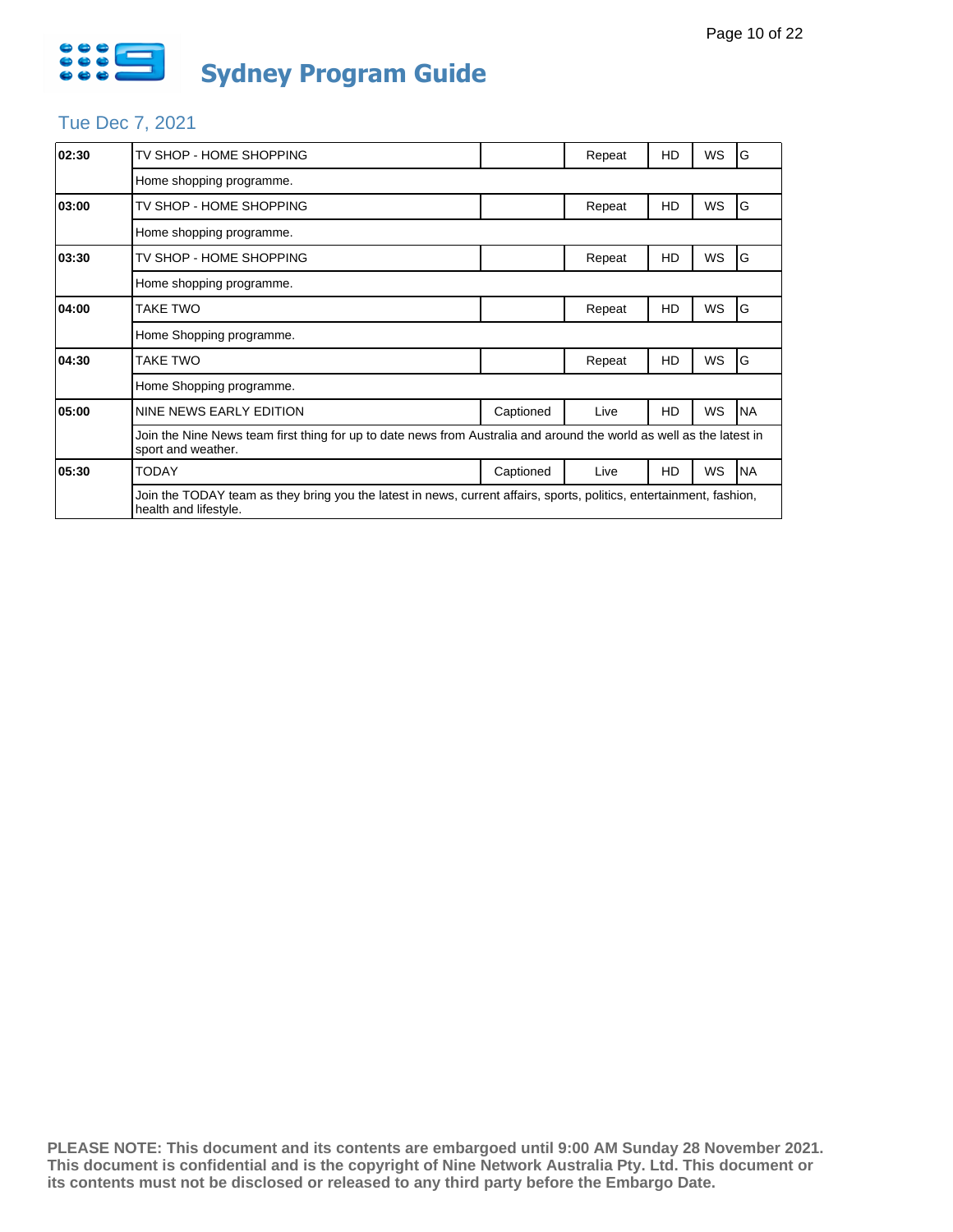# Sydney Program Guide

## Tue Dec 7, 2021

| Time | Program | Captioned | Status | HD | WS | Rating |
|---|---|---|---|---|---|---|
| 02:30 | TV SHOP - HOME SHOPPING | | Repeat | HD | WS | G |
| | Home shopping programme. | | | | | |
| 03:00 | TV SHOP - HOME SHOPPING | | Repeat | HD | WS | G |
| | Home shopping programme. | | | | | |
| 03:30 | TV SHOP - HOME SHOPPING | | Repeat | HD | WS | G |
| | Home shopping programme. | | | | | |
| 04:00 | TAKE TWO | | Repeat | HD | WS | G |
| | Home Shopping programme. | | | | | |
| 04:30 | TAKE TWO | | Repeat | HD | WS | G |
| | Home Shopping programme. | | | | | |
| 05:00 | NINE NEWS EARLY EDITION | Captioned | Live | HD | WS | NA |
| | Join the Nine News team first thing for up to date news from Australia and around the world as well as the latest in sport and weather. | | | | | |
| 05:30 | TODAY | Captioned | Live | HD | WS | NA |
| | Join the TODAY team as they bring you the latest in news, current affairs, sports, politics, entertainment, fashion, health and lifestyle. | | | | | |

**PLEASE NOTE: This document and its contents are embargoed until 9:00 AM Sunday 28 November 2021. This document is confidential and is the copyright of Nine Network Australia Pty. Ltd. This document or its contents must not be disclosed or released to any third party before the Embargo Date.**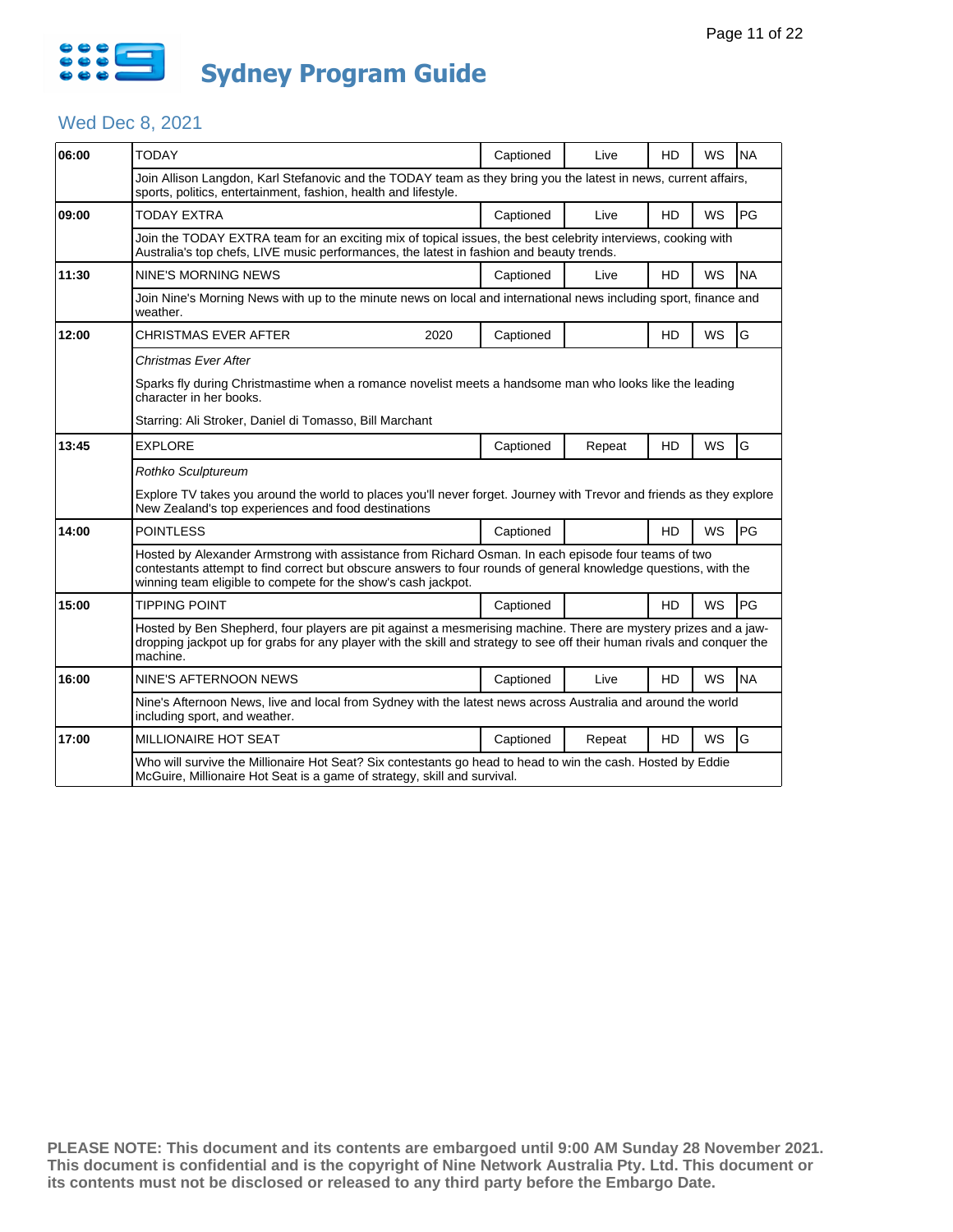# Sydney Program Guide

## Wed Dec 8, 2021

| Time | Program | Year | Captioned | Live/Repeat | HD | WS | Rating |
|---|---|---|---|---|---|---|---|
| 06:00 | TODAY | | Captioned | Live | HD | WS | NA |
| | Join Allison Langdon, Karl Stefanovic and the TODAY team as they bring you the latest in news, current affairs, sports, politics, entertainment, fashion, health and lifestyle. | | | | | | |
| 09:00 | TODAY EXTRA | | Captioned | Live | HD | WS | PG |
| | Join the TODAY EXTRA team for an exciting mix of topical issues, the best celebrity interviews, cooking with Australia's top chefs, LIVE music performances, the latest in fashion and beauty trends. | | | | | | |
| 11:30 | NINE'S MORNING NEWS | | Captioned | Live | HD | WS | NA |
| | Join Nine's Morning News with up to the minute news on local and international news including sport, finance and weather. | | | | | | |
| 12:00 | CHRISTMAS EVER AFTER | 2020 | Captioned | | HD | WS | G |
| | *Christmas Ever After*<br><br>Sparks fly during Christmastime when a romance novelist meets a handsome man who looks like the leading character in her books.<br><br>Starring: Ali Stroker, Daniel di Tomasso, Bill Marchant | | | | | | |
| 13:45 | EXPLORE | | Captioned | Repeat | HD | WS | G |
| | *Rothko Sculptureum*<br><br>Explore TV takes you around the world to places you'll never forget. Journey with Trevor and friends as they explore New Zealand's top experiences and food destinations | | | | | | |
| 14:00 | POINTLESS | | Captioned | | HD | WS | PG |
| | Hosted by Alexander Armstrong with assistance from Richard Osman. In each episode four teams of two contestants attempt to find correct but obscure answers to four rounds of general knowledge questions, with the winning team eligible to compete for the show's cash jackpot. | | | | | | |
| 15:00 | TIPPING POINT | | Captioned | | HD | WS | PG |
| | Hosted by Ben Shepherd, four players are pit against a mesmerising machine. There are mystery prizes and a jaw-dropping jackpot up for grabs for any player with the skill and strategy to see off their human rivals and conquer the machine. | | | | | | |
| 16:00 | NINE'S AFTERNOON NEWS | | Captioned | Live | HD | WS | NA |
| | Nine's Afternoon News, live and local from Sydney with the latest news across Australia and around the world including sport, and weather. | | | | | | |
| 17:00 | MILLIONAIRE HOT SEAT | | Captioned | Repeat | HD | WS | G |
| | Who will survive the Millionaire Hot Seat? Six contestants go head to head to win the cash. Hosted by Eddie McGuire, Millionaire Hot Seat is a game of strategy, skill and survival. | | | | | | |

**PLEASE NOTE: This document and its contents are embargoed until 9:00 AM Sunday 28 November 2021. This document is confidential and is the copyright of Nine Network Australia Pty. Ltd. This document or its contents must not be disclosed or released to any third party before the Embargo Date.**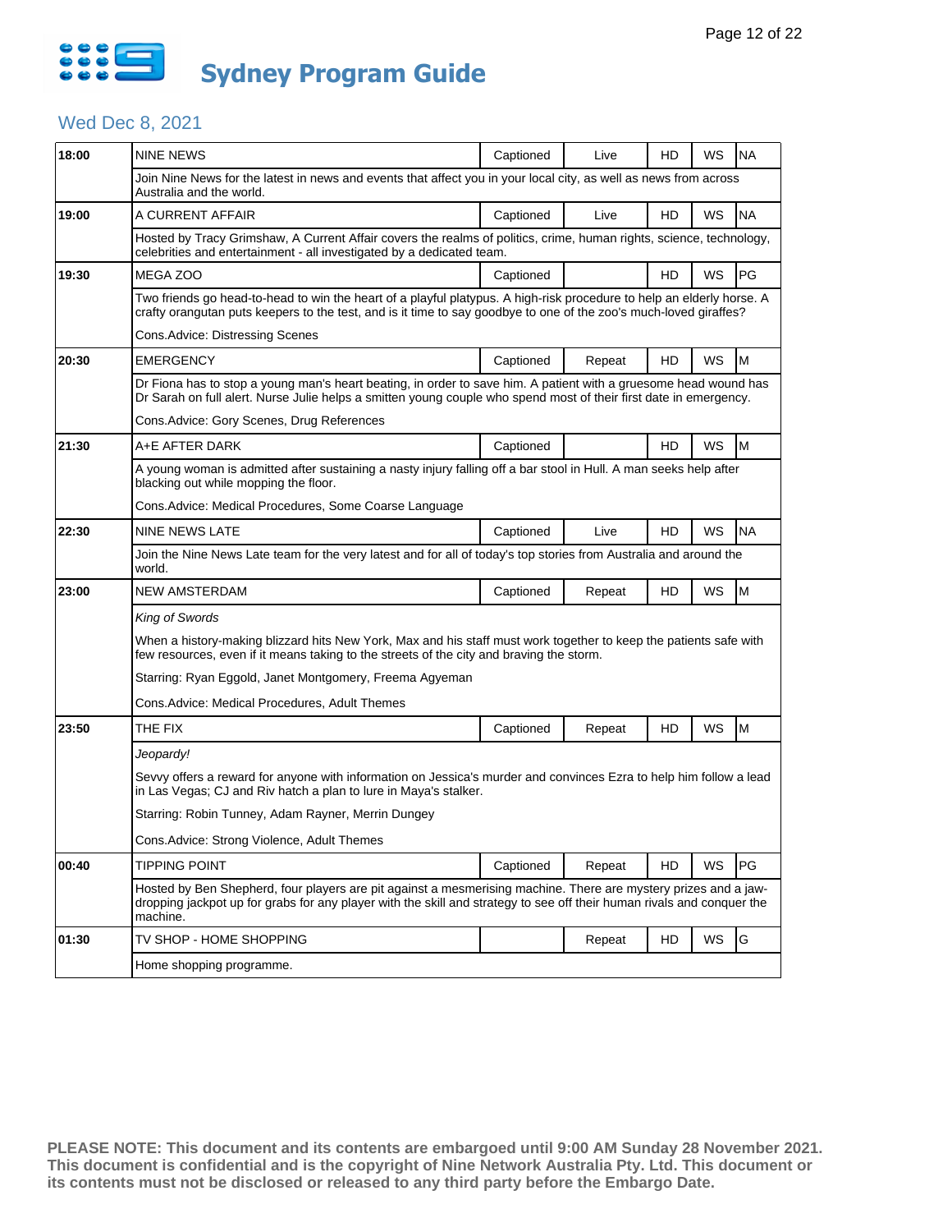# Sydney Program Guide

## Wed Dec 8, 2021

| Time | Program | Captioned | Status | HD | WS | Rating |
|---|---|---|---|---|---|---|
| 18:00 | NINE NEWS | Captioned | Live | HD | WS | NA |
| | Join Nine News for the latest in news and events that affect you in your local city, as well as news from across Australia and the world. | | | | | |
| 19:00 | A CURRENT AFFAIR | Captioned | Live | HD | WS | NA |
| | Hosted by Tracy Grimshaw, A Current Affair covers the realms of politics, crime, human rights, science, technology, celebrities and entertainment - all investigated by a dedicated team. | | | | | |
| 19:30 | MEGA ZOO | Captioned | | HD | WS | PG |
| | Two friends go head-to-head to win the heart of a playful platypus. A high-risk procedure to help an elderly horse. A crafty orangutan puts keepers to the test, and is it time to say goodbye to one of the zoo's much-loved giraffes?<br><br>Cons.Advice: Distressing Scenes | | | | | |
| 20:30 | EMERGENCY | Captioned | Repeat | HD | WS | M |
| | Dr Fiona has to stop a young man's heart beating, in order to save him. A patient with a gruesome head wound has Dr Sarah on full alert. Nurse Julie helps a smitten young couple who spend most of their first date in emergency.<br><br>Cons.Advice: Gory Scenes, Drug References | | | | | |
| 21:30 | A+E AFTER DARK | Captioned | | HD | WS | M |
| | A young woman is admitted after sustaining a nasty injury falling off a bar stool in Hull. A man seeks help after blacking out while mopping the floor.<br><br>Cons.Advice: Medical Procedures, Some Coarse Language | | | | | |
| 22:30 | NINE NEWS LATE | Captioned | Live | HD | WS | NA |
| | Join the Nine News Late team for the very latest and for all of today's top stories from Australia and around the world. | | | | | |
| 23:00 | NEW AMSTERDAM | Captioned | Repeat | HD | WS | M |
| | *King of Swords*<br><br>When a history-making blizzard hits New York, Max and his staff must work together to keep the patients safe with few resources, even if it means taking to the streets of the city and braving the storm.<br><br>Starring: Ryan Eggold, Janet Montgomery, Freema Agyeman<br><br>Cons.Advice: Medical Procedures, Adult Themes | | | | | |
| 23:50 | THE FIX | Captioned | Repeat | HD | WS | M |
| | *Jeopardy!*<br><br>Sevvy offers a reward for anyone with information on Jessica's murder and convinces Ezra to help him follow a lead in Las Vegas; CJ and Riv hatch a plan to lure in Maya's stalker.<br><br>Starring: Robin Tunney, Adam Rayner, Merrin Dungey<br><br>Cons.Advice: Strong Violence, Adult Themes | | | | | |
| 00:40 | TIPPING POINT | Captioned | Repeat | HD | WS | PG |
| | Hosted by Ben Shepherd, four players are pit against a mesmerising machine. There are mystery prizes and a jaw-dropping jackpot up for grabs for any player with the skill and strategy to see off their human rivals and conquer the machine. | | | | | |
| 01:30 | TV SHOP - HOME SHOPPING | | Repeat | HD | WS | G |
| | Home shopping programme. | | | | | |

**PLEASE NOTE: This document and its contents are embargoed until 9:00 AM Sunday 28 November 2021. This document is confidential and is the copyright of Nine Network Australia Pty. Ltd. This document or its contents must not be disclosed or released to any third party before the Embargo Date.**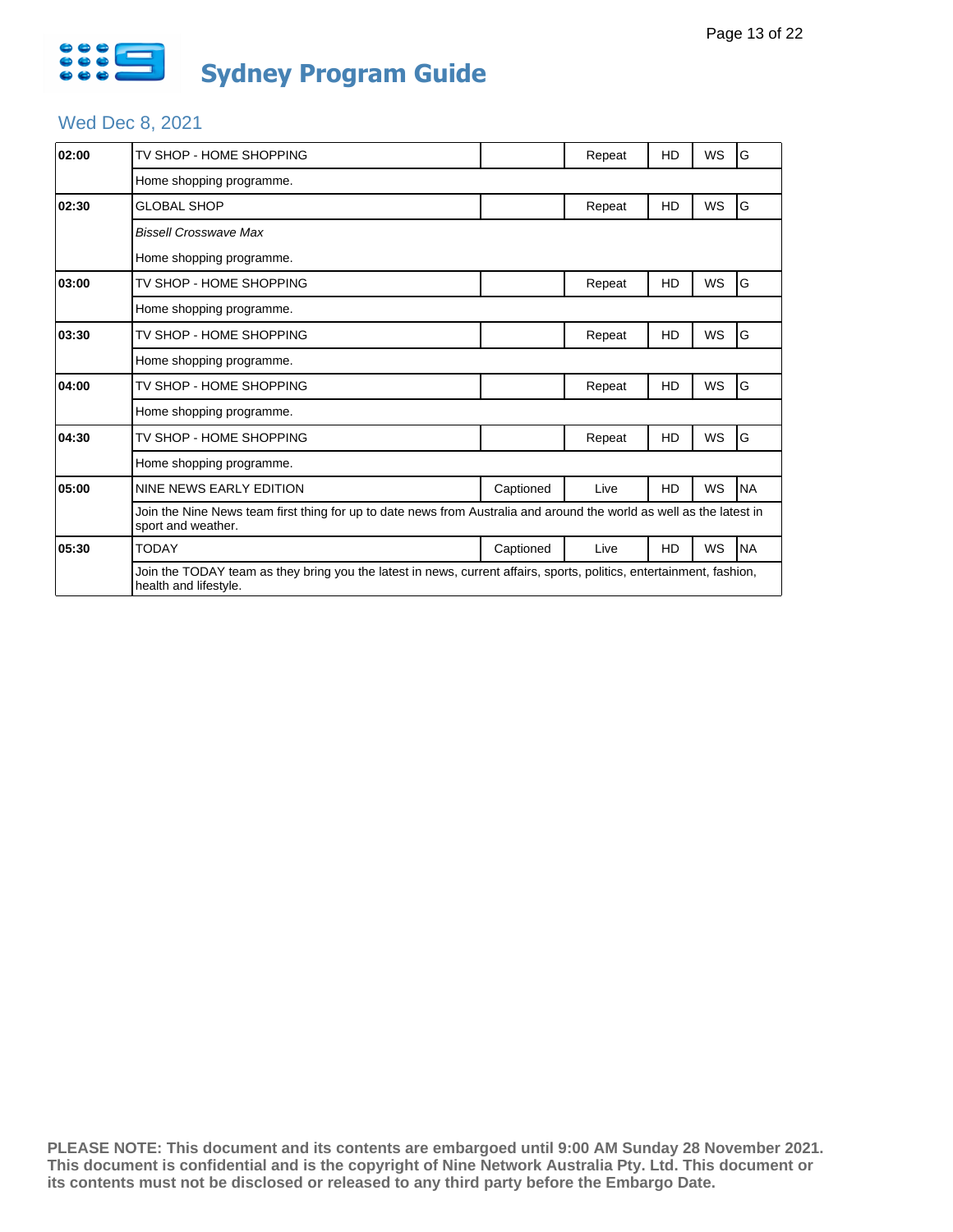# Sydney Program Guide

## Wed Dec 8, 2021

| Time | Program | Captioned | Status | HD | WS | Rating |
|---|---|---|---|---|---|---|
| 02:00 | TV SHOP - HOME SHOPPING | | Repeat | HD | WS | G |
| | Home shopping programme. | | | | | |
| 02:30 | GLOBAL SHOP | | Repeat | HD | WS | G |
| | *Bissell Crosswave Max*<br>Home shopping programme. | | | | | |
| 03:00 | TV SHOP - HOME SHOPPING | | Repeat | HD | WS | G |
| | Home shopping programme. | | | | | |
| 03:30 | TV SHOP - HOME SHOPPING | | Repeat | HD | WS | G |
| | Home shopping programme. | | | | | |
| 04:00 | TV SHOP - HOME SHOPPING | | Repeat | HD | WS | G |
| | Home shopping programme. | | | | | |
| 04:30 | TV SHOP - HOME SHOPPING | | Repeat | HD | WS | G |
| | Home shopping programme. | | | | | |
| 05:00 | NINE NEWS EARLY EDITION | Captioned | Live | HD | WS | NA |
| | Join the Nine News team first thing for up to date news from Australia and around the world as well as the latest in sport and weather. | | | | | |
| 05:30 | TODAY | Captioned | Live | HD | WS | NA |
| | Join the TODAY team as they bring you the latest in news, current affairs, sports, politics, entertainment, fashion, health and lifestyle. | | | | | |

**PLEASE NOTE: This document and its contents are embargoed until 9:00 AM Sunday 28 November 2021. This document is confidential and is the copyright of Nine Network Australia Pty. Ltd. This document or its contents must not be disclosed or released to any third party before the Embargo Date.**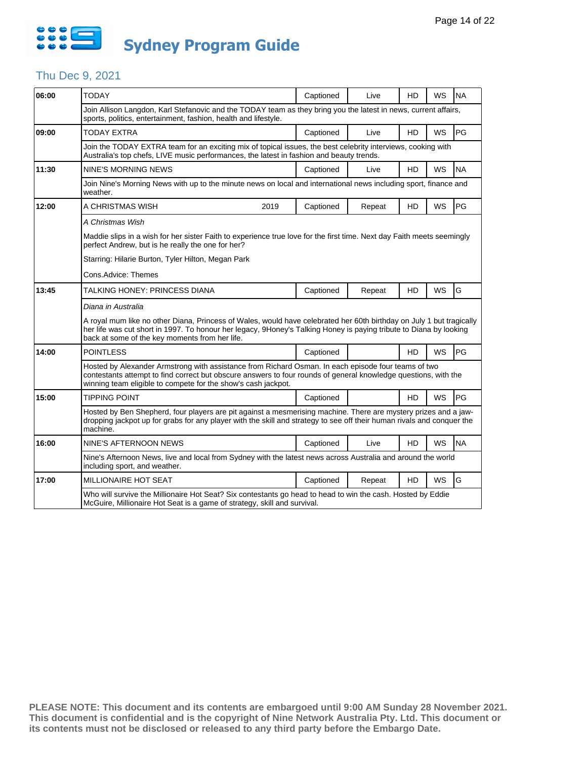# Sydney Program Guide

## Thu Dec 9, 2021

| Time | Program | Year | Captioned | Status | HD | WS | Rating |
|---|---|---|---|---|---|---|---|
| 06:00 | TODAY | | Captioned | Live | HD | WS | NA |
| | Join Allison Langdon, Karl Stefanovic and the TODAY team as they bring you the latest in news, current affairs, sports, politics, entertainment, fashion, health and lifestyle. | | | | | | |
| 09:00 | TODAY EXTRA | | Captioned | Live | HD | WS | PG |
| | Join the TODAY EXTRA team for an exciting mix of topical issues, the best celebrity interviews, cooking with Australia's top chefs, LIVE music performances, the latest in fashion and beauty trends. | | | | | | |
| 11:30 | NINE'S MORNING NEWS | | Captioned | Live | HD | WS | NA |
| | Join Nine's Morning News with up to the minute news on local and international news including sport, finance and weather. | | | | | | |
| 12:00 | A CHRISTMAS WISH | 2019 | Captioned | Repeat | HD | WS | PG |
| | *A Christmas Wish*<br><br>Maddie slips in a wish for her sister Faith to experience true love for the first time. Next day Faith meets seemingly perfect Andrew, but is he really the one for her?<br><br>Starring: Hilarie Burton, Tyler Hilton, Megan Park<br><br>Cons.Advice: Themes | | | | | | |
| 13:45 | TALKING HONEY: PRINCESS DIANA | | Captioned | Repeat | HD | WS | G |
| | *Diana in Australia*<br><br>A royal mum like no other Diana, Princess of Wales, would have celebrated her 60th birthday on July 1 but tragically her life was cut short in 1997. To honour her legacy, 9Honey's Talking Honey is paying tribute to Diana by looking back at some of the key moments from her life. | | | | | | |
| 14:00 | POINTLESS | | Captioned | | HD | WS | PG |
| | Hosted by Alexander Armstrong with assistance from Richard Osman. In each episode four teams of two contestants attempt to find correct but obscure answers to four rounds of general knowledge questions, with the winning team eligible to compete for the show's cash jackpot. | | | | | | |
| 15:00 | TIPPING POINT | | Captioned | | HD | WS | PG |
| | Hosted by Ben Shepherd, four players are pit against a mesmerising machine. There are mystery prizes and a jaw-dropping jackpot up for grabs for any player with the skill and strategy to see off their human rivals and conquer the machine. | | | | | | |
| 16:00 | NINE'S AFTERNOON NEWS | | Captioned | Live | HD | WS | NA |
| | Nine's Afternoon News, live and local from Sydney with the latest news across Australia and around the world including sport, and weather. | | | | | | |
| 17:00 | MILLIONAIRE HOT SEAT | | Captioned | Repeat | HD | WS | G |
| | Who will survive the Millionaire Hot Seat? Six contestants go head to head to win the cash. Hosted by Eddie McGuire, Millionaire Hot Seat is a game of strategy, skill and survival. | | | | | | |

**PLEASE NOTE: This document and its contents are embargoed until 9:00 AM Sunday 28 November 2021. This document is confidential and is the copyright of Nine Network Australia Pty. Ltd. This document or its contents must not be disclosed or released to any third party before the Embargo Date.**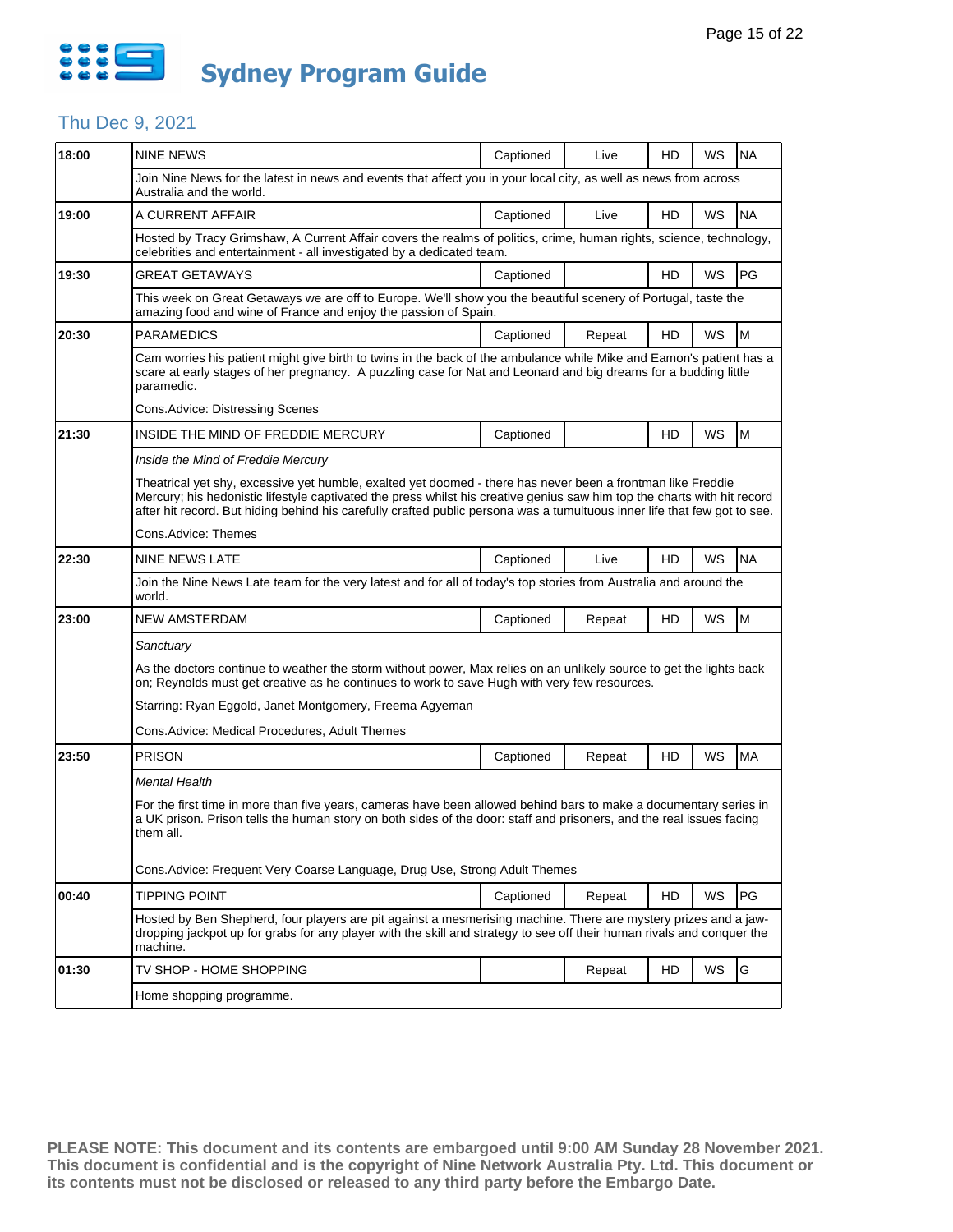# Sydney Program Guide

## Thu Dec 9, 2021

| Time | Program | Captioned | Live/Repeat | HD | WS | Rating |
|---|---|---|---|---|---|---|
| 18:00 | NINE NEWS | Captioned | Live | HD | WS | NA |
| | Join Nine News for the latest in news and events that affect you in your local city, as well as news from across Australia and the world. | | | | | |
| 19:00 | A CURRENT AFFAIR | Captioned | Live | HD | WS | NA |
| | Hosted by Tracy Grimshaw, A Current Affair covers the realms of politics, crime, human rights, science, technology, celebrities and entertainment - all investigated by a dedicated team. | | | | | |
| 19:30 | GREAT GETAWAYS | Captioned | | HD | WS | PG |
| | This week on Great Getaways we are off to Europe. We'll show you the beautiful scenery of Portugal, taste the amazing food and wine of France and enjoy the passion of Spain. | | | | | |
| 20:30 | PARAMEDICS | Captioned | Repeat | HD | WS | M |
| | Cam worries his patient might give birth to twins in the back of the ambulance while Mike and Eamon's patient has a scare at early stages of her pregnancy. A puzzling case for Nat and Leonard and big dreams for a budding little paramedic.<br><br>Cons.Advice: Distressing Scenes | | | | | |
| 21:30 | INSIDE THE MIND OF FREDDIE MERCURY | Captioned | | HD | WS | M |
| | *Inside the Mind of Freddie Mercury*<br><br>Theatrical yet shy, excessive yet humble, exalted yet doomed - there has never been a frontman like Freddie Mercury; his hedonistic lifestyle captivated the press whilst his creative genius saw him top the charts with hit record after hit record. But hiding behind his carefully crafted public persona was a tumultuous inner life that few got to see.<br><br>Cons.Advice: Themes | | | | | |
| 22:30 | NINE NEWS LATE | Captioned | Live | HD | WS | NA |
| | Join the Nine News Late team for the very latest and for all of today's top stories from Australia and around the world. | | | | | |
| 23:00 | NEW AMSTERDAM | Captioned | Repeat | HD | WS | M |
| | *Sanctuary*<br><br>As the doctors continue to weather the storm without power, Max relies on an unlikely source to get the lights back on; Reynolds must get creative as he continues to work to save Hugh with very few resources.<br><br>Starring: Ryan Eggold, Janet Montgomery, Freema Agyeman<br><br>Cons.Advice: Medical Procedures, Adult Themes | | | | | |
| 23:50 | PRISON | Captioned | Repeat | HD | WS | MA |
| | *Mental Health*<br><br>For the first time in more than five years, cameras have been allowed behind bars to make a documentary series in a UK prison. Prison tells the human story on both sides of the door: staff and prisoners, and the real issues facing them all.<br><br>Cons.Advice: Frequent Very Coarse Language, Drug Use, Strong Adult Themes | | | | | |
| 00:40 | TIPPING POINT | Captioned | Repeat | HD | WS | PG |
| | Hosted by Ben Shepherd, four players are pit against a mesmerising machine. There are mystery prizes and a jaw-dropping jackpot up for grabs for any player with the skill and strategy to see off their human rivals and conquer the machine. | | | | | |
| 01:30 | TV SHOP - HOME SHOPPING | | Repeat | HD | WS | G |
| | Home shopping programme. | | | | | |

**PLEASE NOTE: This document and its contents are embargoed until 9:00 AM Sunday 28 November 2021. This document is confidential and is the copyright of Nine Network Australia Pty. Ltd. This document or its contents must not be disclosed or released to any third party before the Embargo Date.**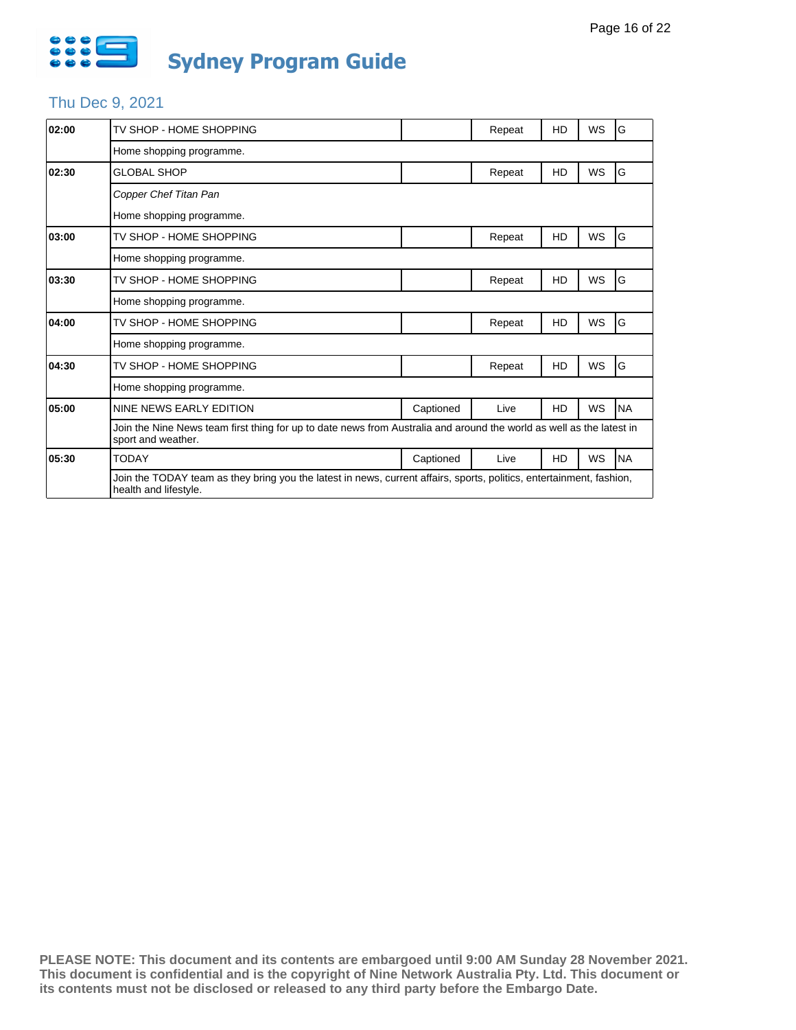# Sydney Program Guide

## Thu Dec 9, 2021

| Time | Program | Captioned | Status | HD | WS | Rating |
|---|---|---|---|---|---|---|
| 02:00 | TV SHOP - HOME SHOPPING | | Repeat | HD | WS | G |
| | Home shopping programme. | | | | | |
| 02:30 | GLOBAL SHOP | | Repeat | HD | WS | G |
| | *Copper Chef Titan Pan* | | | | | |
| | Home shopping programme. | | | | | |
| 03:00 | TV SHOP - HOME SHOPPING | | Repeat | HD | WS | G |
| | Home shopping programme. | | | | | |
| 03:30 | TV SHOP - HOME SHOPPING | | Repeat | HD | WS | G |
| | Home shopping programme. | | | | | |
| 04:00 | TV SHOP - HOME SHOPPING | | Repeat | HD | WS | G |
| | Home shopping programme. | | | | | |
| 04:30 | TV SHOP - HOME SHOPPING | | Repeat | HD | WS | G |
| | Home shopping programme. | | | | | |
| 05:00 | NINE NEWS EARLY EDITION | Captioned | Live | HD | WS | NA |
| | Join the Nine News team first thing for up to date news from Australia and around the world as well as the latest in sport and weather. | | | | | |
| 05:30 | TODAY | Captioned | Live | HD | WS | NA |
| | Join the TODAY team as they bring you the latest in news, current affairs, sports, politics, entertainment, fashion, health and lifestyle. | | | | | |

**PLEASE NOTE: This document and its contents are embargoed until 9:00 AM Sunday 28 November 2021. This document is confidential and is the copyright of Nine Network Australia Pty. Ltd. This document or its contents must not be disclosed or released to any third party before the Embargo Date.**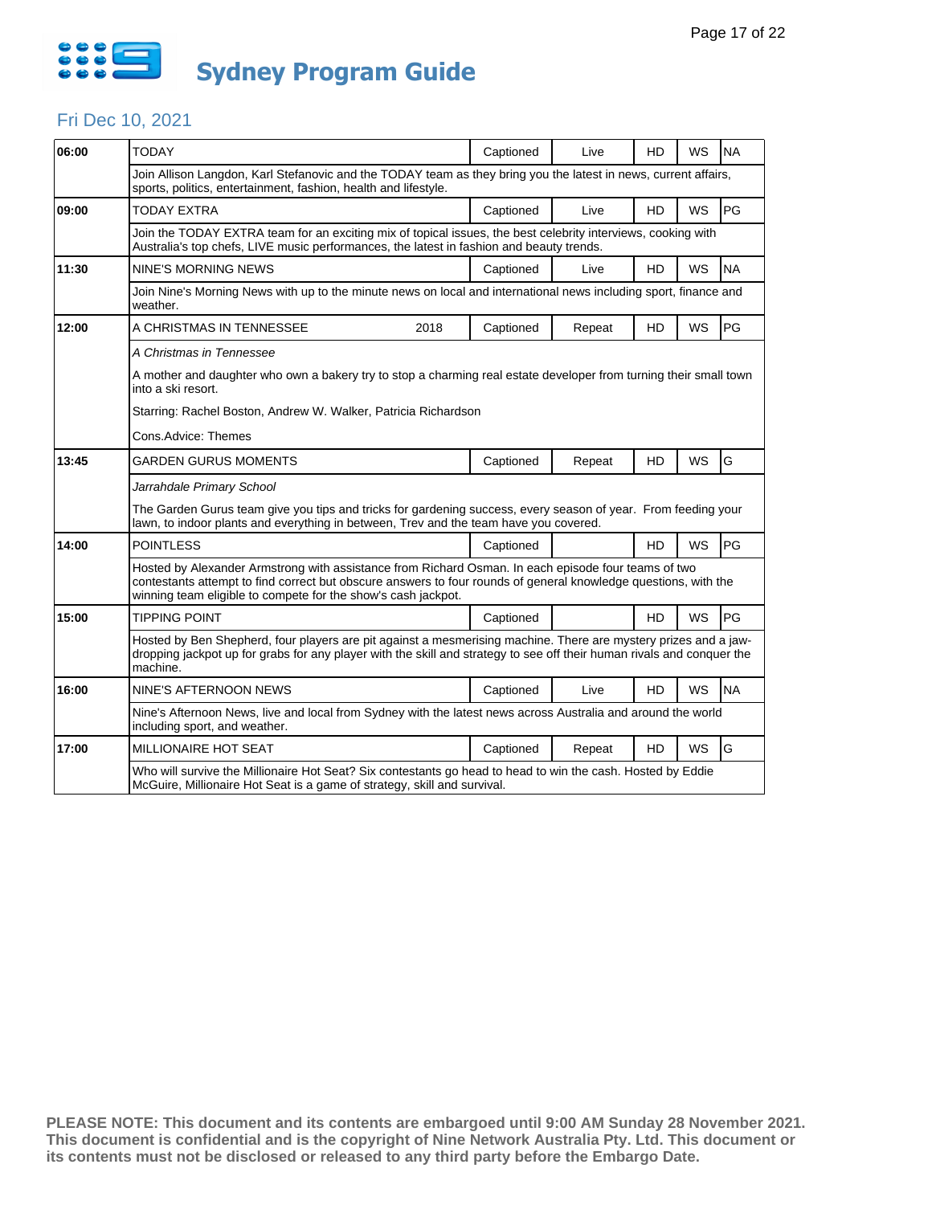# Sydney Program Guide

## Fri Dec 10, 2021

| Time | Program | | Captioned | Status | HD | WS | Rating |
|---|---|---|---|---|---|---|---|
| 06:00 | TODAY | | Captioned | Live | HD | WS | NA |
| | Join Allison Langdon, Karl Stefanovic and the TODAY team as they bring you the latest in news, current affairs, sports, politics, entertainment, fashion, health and lifestyle. | | | | | | |
| 09:00 | TODAY EXTRA | | Captioned | Live | HD | WS | PG |
| | Join the TODAY EXTRA team for an exciting mix of topical issues, the best celebrity interviews, cooking with Australia's top chefs, LIVE music performances, the latest in fashion and beauty trends. | | | | | | |
| 11:30 | NINE'S MORNING NEWS | | Captioned | Live | HD | WS | NA |
| | Join Nine's Morning News with up to the minute news on local and international news including sport, finance and weather. | | | | | | |
| 12:00 | A CHRISTMAS IN TENNESSEE | 2018 | Captioned | Repeat | HD | WS | PG |
| | *A Christmas in Tennessee*<br><br>A mother and daughter who own a bakery try to stop a charming real estate developer from turning their small town into a ski resort.<br><br>Starring: Rachel Boston, Andrew W. Walker, Patricia Richardson<br><br>Cons.Advice: Themes | | | | | | |
| 13:45 | GARDEN GURUS MOMENTS | | Captioned | Repeat | HD | WS | G |
| | *Jarrahdale Primary School*<br><br>The Garden Gurus team give you tips and tricks for gardening success, every season of year. From feeding your lawn, to indoor plants and everything in between, Trev and the team have you covered. | | | | | | |
| 14:00 | POINTLESS | | Captioned | | HD | WS | PG |
| | Hosted by Alexander Armstrong with assistance from Richard Osman. In each episode four teams of two contestants attempt to find correct but obscure answers to four rounds of general knowledge questions, with the winning team eligible to compete for the show's cash jackpot. | | | | | | |
| 15:00 | TIPPING POINT | | Captioned | | HD | WS | PG |
| | Hosted by Ben Shepherd, four players are pit against a mesmerising machine. There are mystery prizes and a jaw-dropping jackpot up for grabs for any player with the skill and strategy to see off their human rivals and conquer the machine. | | | | | | |
| 16:00 | NINE'S AFTERNOON NEWS | | Captioned | Live | HD | WS | NA |
| | Nine's Afternoon News, live and local from Sydney with the latest news across Australia and around the world including sport, and weather. | | | | | | |
| 17:00 | MILLIONAIRE HOT SEAT | | Captioned | Repeat | HD | WS | G |
| | Who will survive the Millionaire Hot Seat? Six contestants go head to head to win the cash. Hosted by Eddie McGuire, Millionaire Hot Seat is a game of strategy, skill and survival. | | | | | | |

**PLEASE NOTE: This document and its contents are embargoed until 9:00 AM Sunday 28 November 2021. This document is confidential and is the copyright of Nine Network Australia Pty. Ltd. This document or its contents must not be disclosed or released to any third party before the Embargo Date.**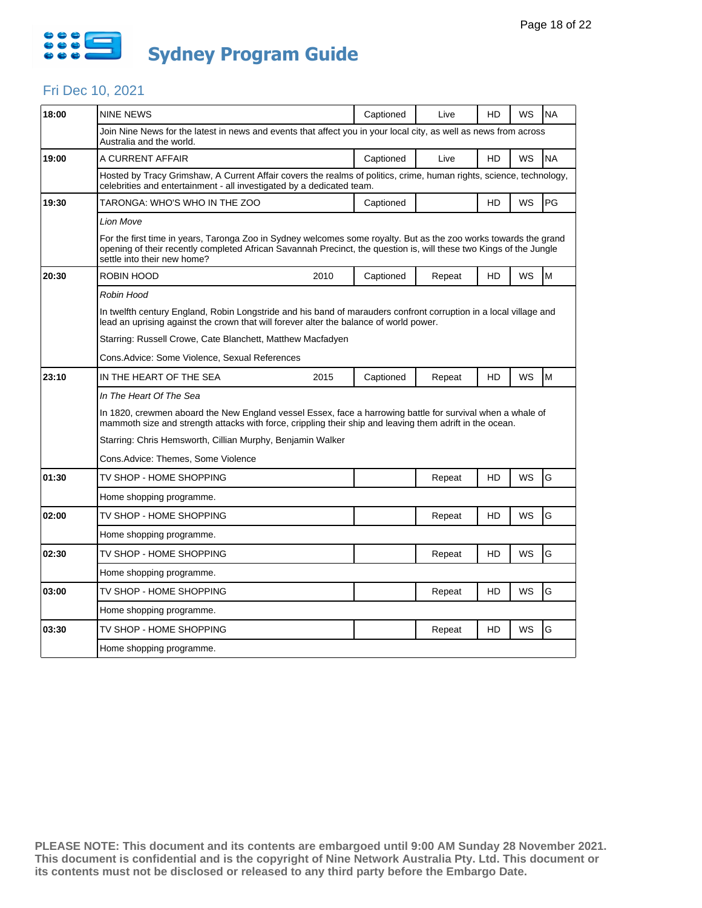# Sydney Program Guide

## Fri Dec 10, 2021

| Time | Program | Year | Captioned | Status | HD | WS | Rating |
|---|---|---|---|---|---|---|---|
| 18:00 | NINE NEWS | | Captioned | Live | HD | WS | NA |
| | Join Nine News for the latest in news and events that affect you in your local city, as well as news from across Australia and the world. | | | | | | |
| 19:00 | A CURRENT AFFAIR | | Captioned | Live | HD | WS | NA |
| | Hosted by Tracy Grimshaw, A Current Affair covers the realms of politics, crime, human rights, science, technology, celebrities and entertainment - all investigated by a dedicated team. | | | | | | |
| 19:30 | TARONGA: WHO'S WHO IN THE ZOO | | Captioned | | HD | WS | PG |
| | *Lion Move*<br><br>For the first time in years, Taronga Zoo in Sydney welcomes some royalty. But as the zoo works towards the grand opening of their recently completed African Savannah Precinct, the question is, will these two Kings of the Jungle settle into their new home? | | | | | | |
| 20:30 | ROBIN HOOD | 2010 | Captioned | Repeat | HD | WS | M |
| | *Robin Hood*<br><br>In twelfth century England, Robin Longstride and his band of marauders confront corruption in a local village and lead an uprising against the crown that will forever alter the balance of world power.<br><br>Starring: Russell Crowe, Cate Blanchett, Matthew Macfadyen<br><br>Cons.Advice: Some Violence, Sexual References | | | | | | |
| 23:10 | IN THE HEART OF THE SEA | 2015 | Captioned | Repeat | HD | WS | M |
| | *In The Heart Of The Sea*<br><br>In 1820, crewmen aboard the New England vessel Essex, face a harrowing battle for survival when a whale of mammoth size and strength attacks with force, crippling their ship and leaving them adrift in the ocean.<br><br>Starring: Chris Hemsworth, Cillian Murphy, Benjamin Walker<br><br>Cons.Advice: Themes, Some Violence | | | | | | |
| 01:30 | TV SHOP - HOME SHOPPING | | | Repeat | HD | WS | G |
| | Home shopping programme. | | | | | | |
| 02:00 | TV SHOP - HOME SHOPPING | | | Repeat | HD | WS | G |
| | Home shopping programme. | | | | | | |
| 02:30 | TV SHOP - HOME SHOPPING | | | Repeat | HD | WS | G |
| | Home shopping programme. | | | | | | |
| 03:00 | TV SHOP - HOME SHOPPING | | | Repeat | HD | WS | G |
| | Home shopping programme. | | | | | | |
| 03:30 | TV SHOP - HOME SHOPPING | | | Repeat | HD | WS | G |
| | Home shopping programme. | | | | | | |

**PLEASE NOTE: This document and its contents are embargoed until 9:00 AM Sunday 28 November 2021. This document is confidential and is the copyright of Nine Network Australia Pty. Ltd. This document or its contents must not be disclosed or released to any third party before the Embargo Date.**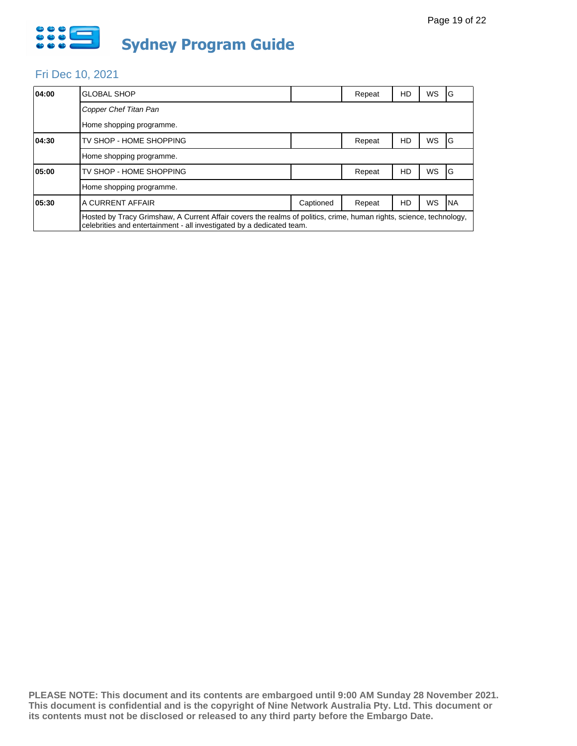# Sydney Program Guide

## Fri Dec 10, 2021

| Time | Program | Captioned | Repeat | HD | WS | Rating |
|---|---|---|---|---|---|---|
| 04:00 | GLOBAL SHOP | | Repeat | HD | WS | G |
| | *Copper Chef Titan Pan* | | | | | |
| | Home shopping programme. | | | | | |
| 04:30 | TV SHOP - HOME SHOPPING | | Repeat | HD | WS | G |
| | Home shopping programme. | | | | | |
| 05:00 | TV SHOP - HOME SHOPPING | | Repeat | HD | WS | G |
| | Home shopping programme. | | | | | |
| 05:30 | A CURRENT AFFAIR | Captioned | Repeat | HD | WS | NA |
| | Hosted by Tracy Grimshaw, A Current Affair covers the realms of politics, crime, human rights, science, technology, celebrities and entertainment - all investigated by a dedicated team. | | | | | |

**PLEASE NOTE: This document and its contents are embargoed until 9:00 AM Sunday 28 November 2021. This document is confidential and is the copyright of Nine Network Australia Pty. Ltd. This document or its contents must not be disclosed or released to any third party before the Embargo Date.**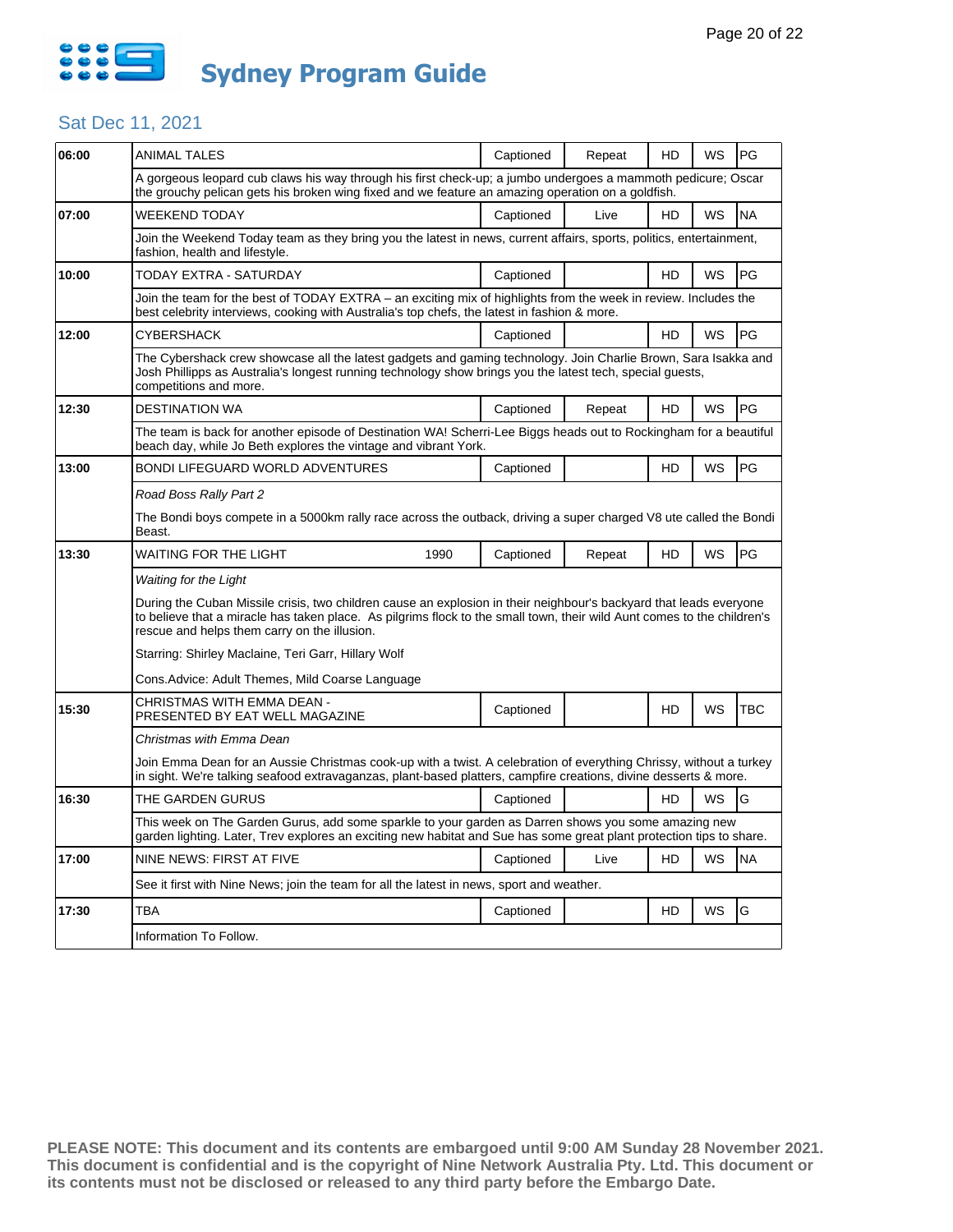# Sydney Program Guide

## Sat Dec 11, 2021

| Time | Program | | Captioned | Status | HD | WS | Rating |
|---|---|---|---|---|---|---|---|
| 06:00 | ANIMAL TALES | | Captioned | Repeat | HD | WS | PG |
| | A gorgeous leopard cub claws his way through his first check-up; a jumbo undergoes a mammoth pedicure; Oscar the grouchy pelican gets his broken wing fixed and we feature an amazing operation on a goldfish. | | | | | | |
| 07:00 | WEEKEND TODAY | | Captioned | Live | HD | WS | NA |
| | Join the Weekend Today team as they bring you the latest in news, current affairs, sports, politics, entertainment, fashion, health and lifestyle. | | | | | | |
| 10:00 | TODAY EXTRA - SATURDAY | | Captioned | | HD | WS | PG |
| | Join the team for the best of TODAY EXTRA – an exciting mix of highlights from the week in review. Includes the best celebrity interviews, cooking with Australia's top chefs, the latest in fashion & more. | | | | | | |
| 12:00 | CYBERSHACK | | Captioned | | HD | WS | PG |
| | The Cybershack crew showcase all the latest gadgets and gaming technology. Join Charlie Brown, Sara Isakka and Josh Phillipps as Australia's longest running technology show brings you the latest tech, special guests, competitions and more. | | | | | | |
| 12:30 | DESTINATION WA | | Captioned | Repeat | HD | WS | PG |
| | The team is back for another episode of Destination WA! Scherri-Lee Biggs heads out to Rockingham for a beautiful beach day, while Jo Beth explores the vintage and vibrant York. | | | | | | |
| 13:00 | BONDI LIFEGUARD WORLD ADVENTURES | | Captioned | | HD | WS | PG |
| | *Road Boss Rally Part 2*<br><br>The Bondi boys compete in a 5000km rally race across the outback, driving a super charged V8 ute called the Bondi Beast. | | | | | | |
| 13:30 | WAITING FOR THE LIGHT | 1990 | Captioned | Repeat | HD | WS | PG |
| | *Waiting for the Light*<br><br>During the Cuban Missile crisis, two children cause an explosion in their neighbour's backyard that leads everyone to believe that a miracle has taken place. As pilgrims flock to the small town, their wild Aunt comes to the children's rescue and helps them carry on the illusion.<br><br>Starring: Shirley Maclaine, Teri Garr, Hillary Wolf<br><br>Cons.Advice: Adult Themes, Mild Coarse Language | | | | | | |
| 15:30 | CHRISTMAS WITH EMMA DEAN - PRESENTED BY EAT WELL MAGAZINE | | Captioned | | HD | WS | TBC |
| | *Christmas with Emma Dean*<br><br>Join Emma Dean for an Aussie Christmas cook-up with a twist. A celebration of everything Chrissy, without a turkey in sight. We're talking seafood extravaganzas, plant-based platters, campfire creations, divine desserts & more. | | | | | | |
| 16:30 | THE GARDEN GURUS | | Captioned | | HD | WS | G |
| | This week on The Garden Gurus, add some sparkle to your garden as Darren shows you some amazing new garden lighting. Later, Trev explores an exciting new habitat and Sue has some great plant protection tips to share. | | | | | | |
| 17:00 | NINE NEWS: FIRST AT FIVE | | Captioned | Live | HD | WS | NA |
| | See it first with Nine News; join the team for all the latest in news, sport and weather. | | | | | | |
| 17:30 | TBA | | Captioned | | HD | WS | G |
| | Information To Follow. | | | | | | |

**PLEASE NOTE: This document and its contents are embargoed until 9:00 AM Sunday 28 November 2021. This document is confidential and is the copyright of Nine Network Australia Pty. Ltd. This document or its contents must not be disclosed or released to any third party before the Embargo Date.**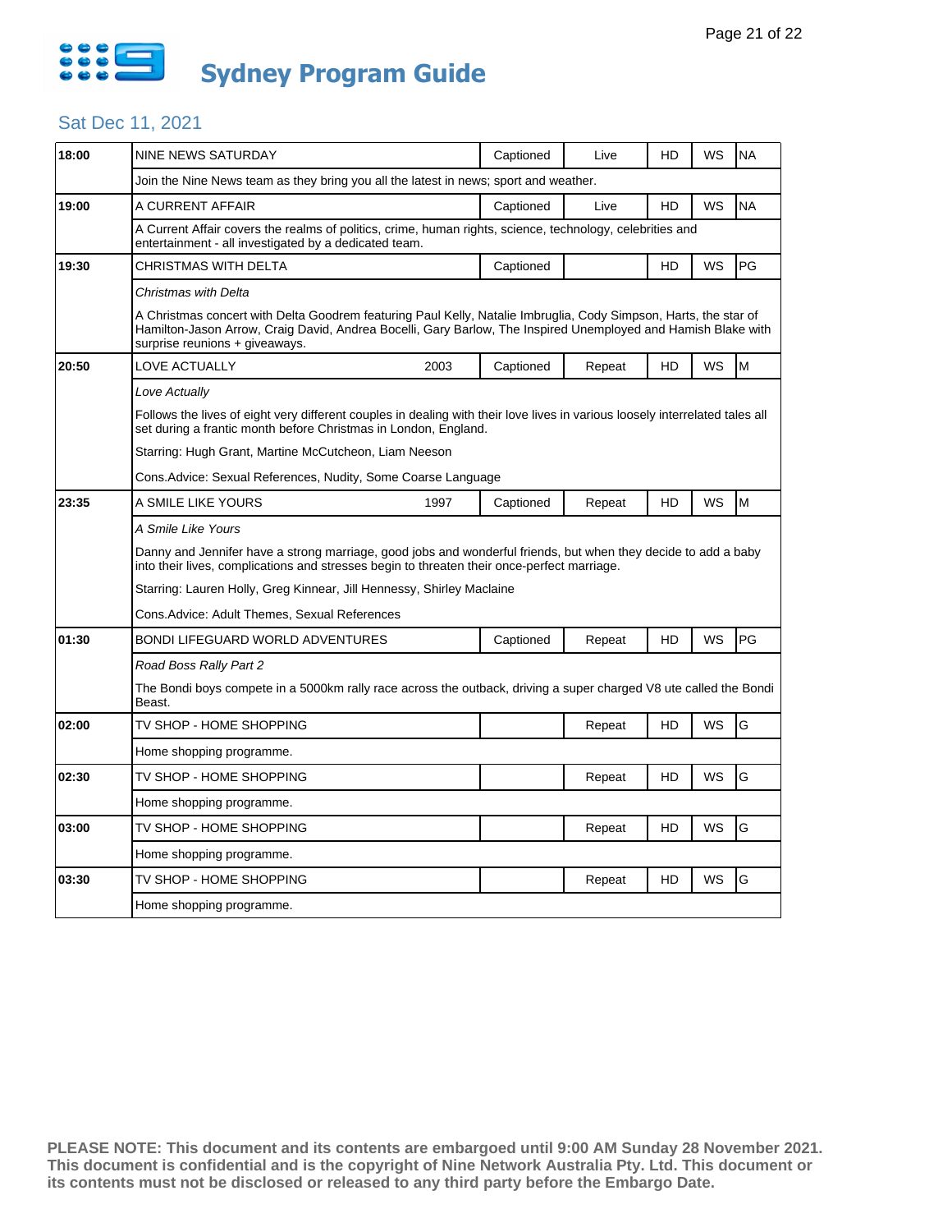# Sydney Program Guide

## Sat Dec 11, 2021

| Time | Program | | | | | | |
|---|---|---|---|---|---|---|---|
| 18:00 | NINE NEWS SATURDAY | | Captioned | Live | HD | WS | NA |
| | Join the Nine News team as they bring you all the latest in news; sport and weather. | | | | | | |
| 19:00 | A CURRENT AFFAIR | | Captioned | Live | HD | WS | NA |
| | A Current Affair covers the realms of politics, crime, human rights, science, technology, celebrities and entertainment - all investigated by a dedicated team. | | | | | | |
| 19:30 | CHRISTMAS WITH DELTA | | Captioned | | HD | WS | PG |
| | *Christmas with Delta*<br>A Christmas concert with Delta Goodrem featuring Paul Kelly, Natalie Imbruglia, Cody Simpson, Harts, the star of Hamilton-Jason Arrow, Craig David, Andrea Bocelli, Gary Barlow, The Inspired Unemployed and Hamish Blake with surprise reunions + giveaways. | | | | | | |
| 20:50 | LOVE ACTUALLY | 2003 | Captioned | Repeat | HD | WS | M |
| | *Love Actually*<br>Follows the lives of eight very different couples in dealing with their love lives in various loosely interrelated tales all set during a frantic month before Christmas in London, England.<br>Starring: Hugh Grant, Martine McCutcheon, Liam Neeson<br>Cons.Advice: Sexual References, Nudity, Some Coarse Language | | | | | | |
| 23:35 | A SMILE LIKE YOURS | 1997 | Captioned | Repeat | HD | WS | M |
| | *A Smile Like Yours*<br>Danny and Jennifer have a strong marriage, good jobs and wonderful friends, but when they decide to add a baby into their lives, complications and stresses begin to threaten their once-perfect marriage.<br>Starring: Lauren Holly, Greg Kinnear, Jill Hennessy, Shirley Maclaine<br>Cons.Advice: Adult Themes, Sexual References | | | | | | |
| 01:30 | BONDI LIFEGUARD WORLD ADVENTURES | | Captioned | Repeat | HD | WS | PG |
| | *Road Boss Rally Part 2*<br>The Bondi boys compete in a 5000km rally race across the outback, driving a super charged V8 ute called the Bondi Beast. | | | | | | |
| 02:00 | TV SHOP - HOME SHOPPING | | | Repeat | HD | WS | G |
| | Home shopping programme. | | | | | | |
| 02:30 | TV SHOP - HOME SHOPPING | | | Repeat | HD | WS | G |
| | Home shopping programme. | | | | | | |
| 03:00 | TV SHOP - HOME SHOPPING | | | Repeat | HD | WS | G |
| | Home shopping programme. | | | | | | |
| 03:30 | TV SHOP - HOME SHOPPING | | | Repeat | HD | WS | G |
| | Home shopping programme. | | | | | | |

**PLEASE NOTE: This document and its contents are embargoed until 9:00 AM Sunday 28 November 2021. This document is confidential and is the copyright of Nine Network Australia Pty. Ltd. This document or its contents must not be disclosed or released to any third party before the Embargo Date.**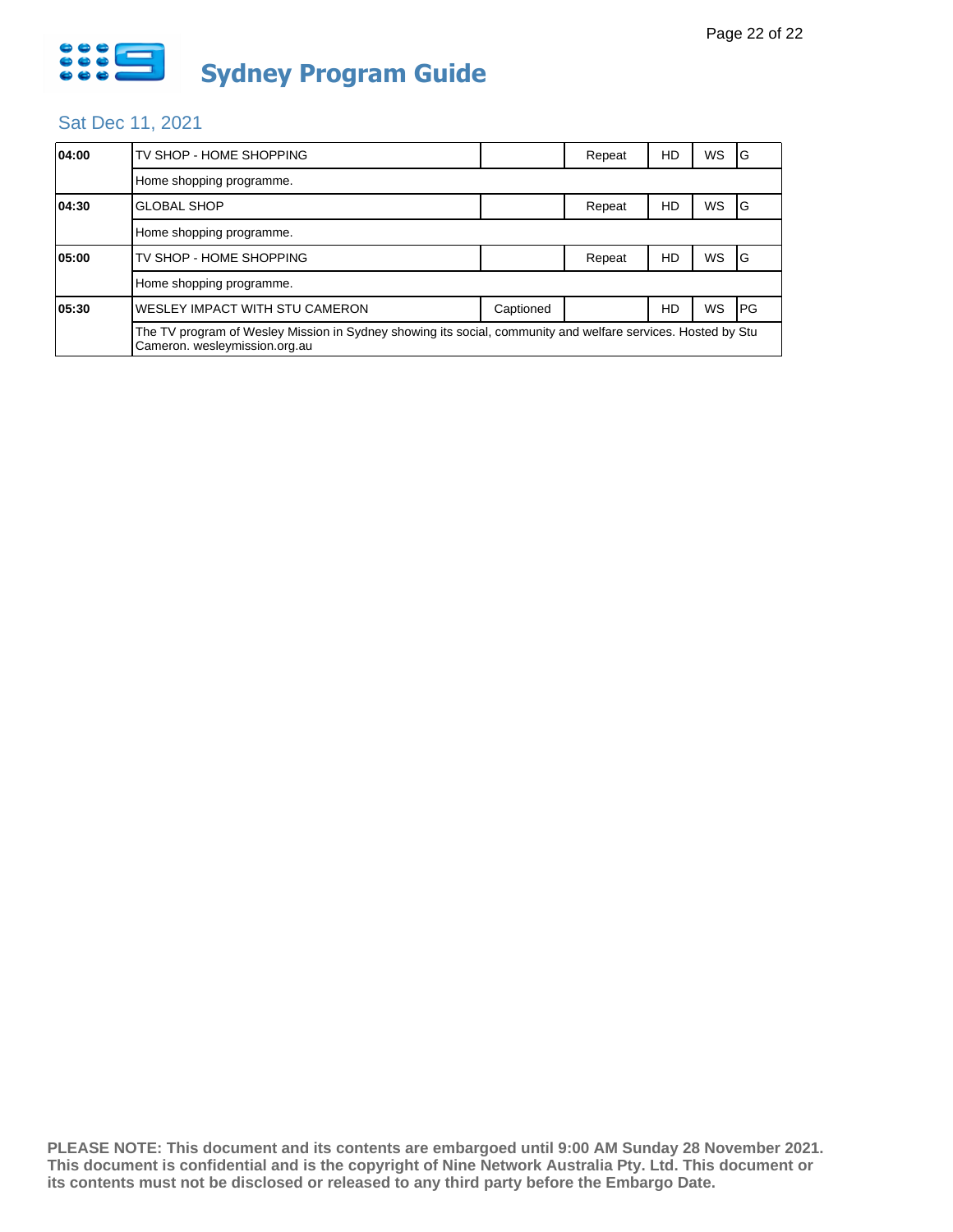# Sydney Program Guide

## Sat Dec 11, 2021

| | | | | | | |
|---|---|---|---|---|---|---|
| **04:00** | TV SHOP - HOME SHOPPING | | Repeat | HD | WS | G |
| | Home shopping programme. | | | | | |
| **04:30** | GLOBAL SHOP | | Repeat | HD | WS | G |
| | Home shopping programme. | | | | | |
| **05:00** | TV SHOP - HOME SHOPPING | | Repeat | HD | WS | G |
| | Home shopping programme. | | | | | |
| **05:30** | WESLEY IMPACT WITH STU CAMERON | Captioned | | HD | WS | PG |
| | The TV program of Wesley Mission in Sydney showing its social, community and welfare services. Hosted by Stu Cameron. wesleymission.org.au | | | | | |

**PLEASE NOTE: This document and its contents are embargoed until 9:00 AM Sunday 28 November 2021. This document is confidential and is the copyright of Nine Network Australia Pty. Ltd. This document or its contents must not be disclosed or released to any third party before the Embargo Date.**